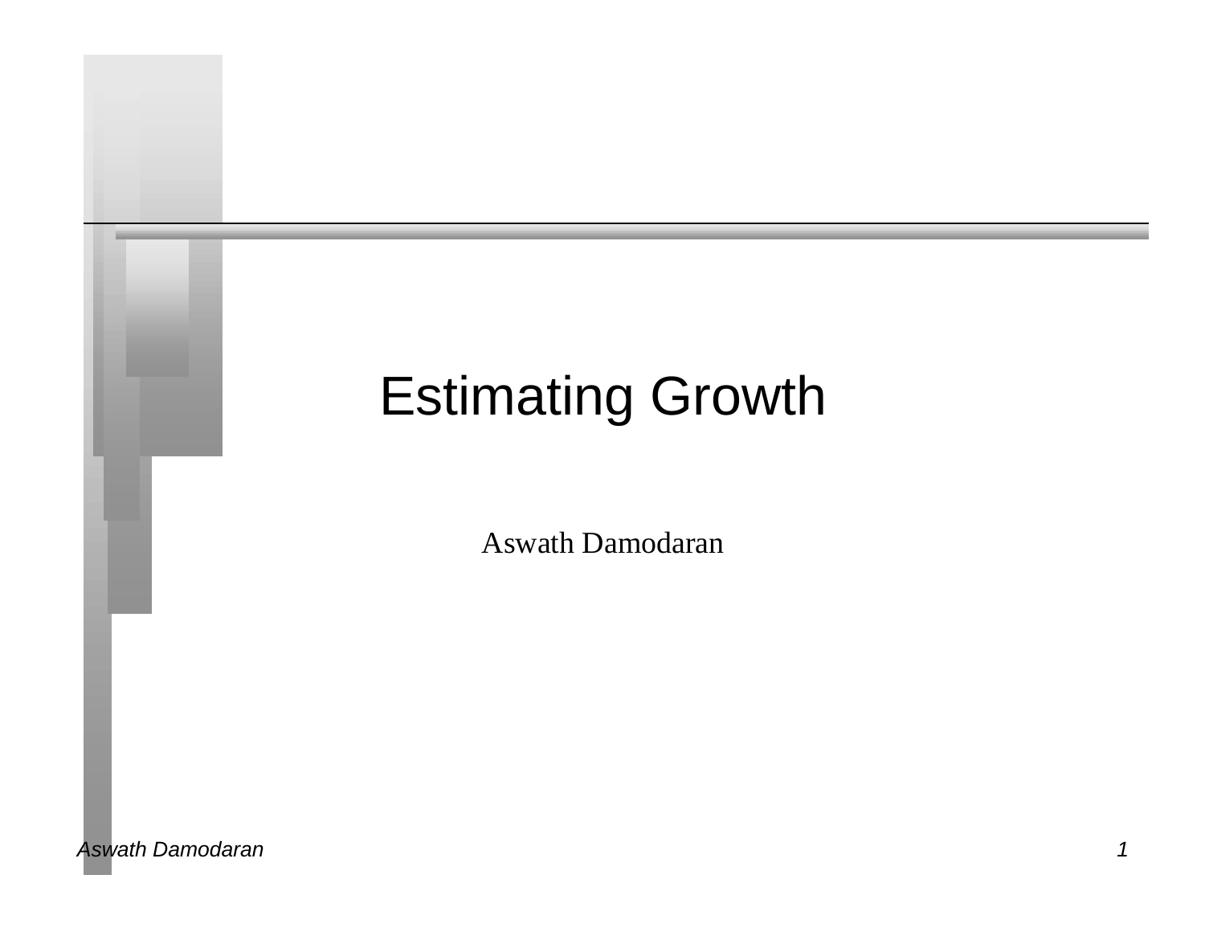# Estimating Growth

Aswath Damodaran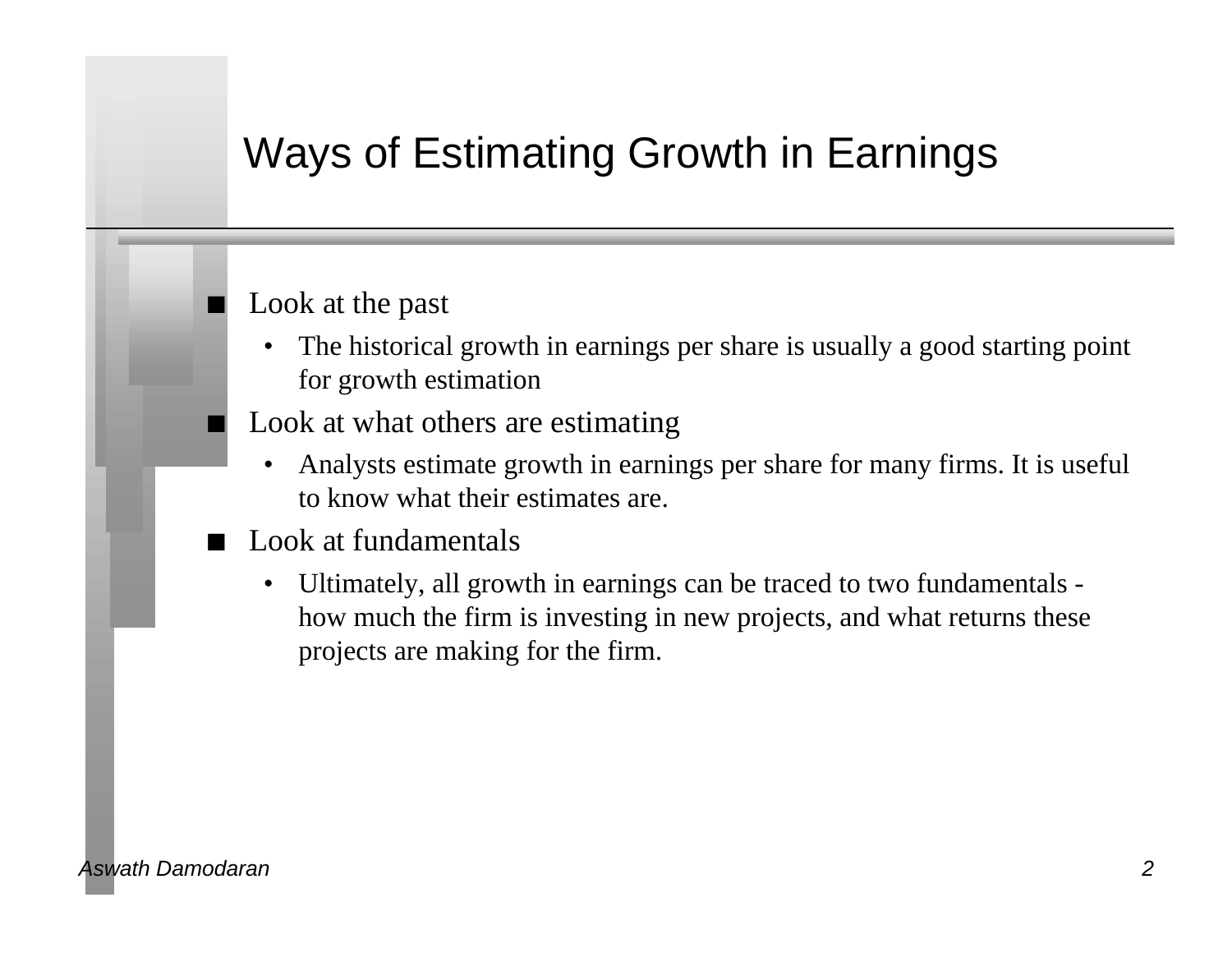# Ways of Estimating Growth in Earnings

- Look at the past
  - The historical growth in earnings per share is usually a good starting point for growth estimation
- Look at what others are estimating
  - Analysts estimate growth in earnings per share for many firms. It is useful to know what their estimates are.
- Look at fundamentals
  - Ultimately, all growth in earnings can be traced to two fundamentals - how much the firm is investing in new projects, and what returns these projects are making for the firm.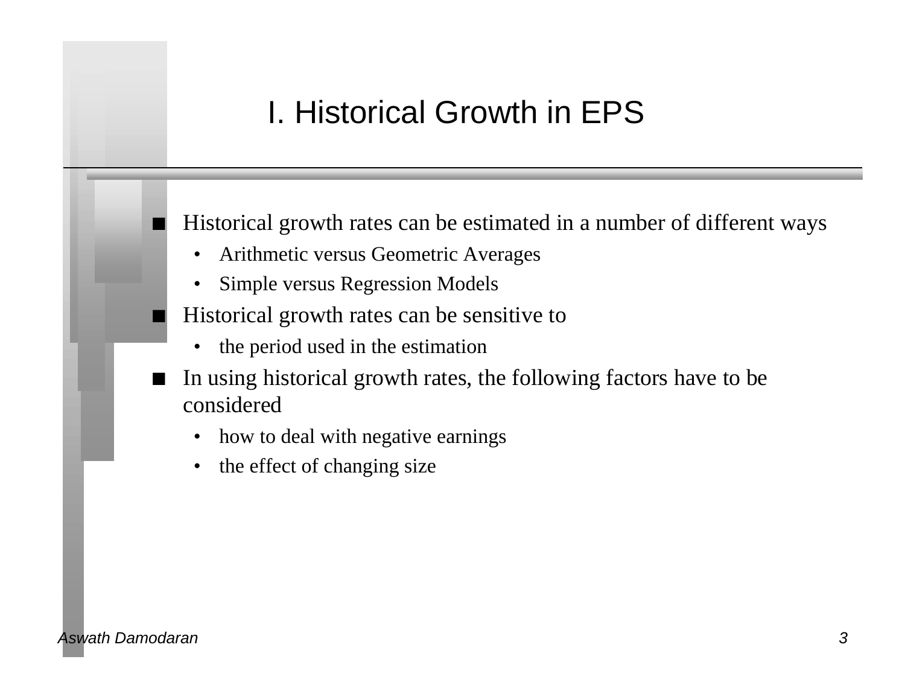# I. Historical Growth in EPS

- Historical growth rates can be estimated in a number of different ways
  - Arithmetic versus Geometric Averages
  - Simple versus Regression Models
- Historical growth rates can be sensitive to
  - the period used in the estimation
- In using historical growth rates, the following factors have to be considered
  - how to deal with negative earnings
  - the effect of changing size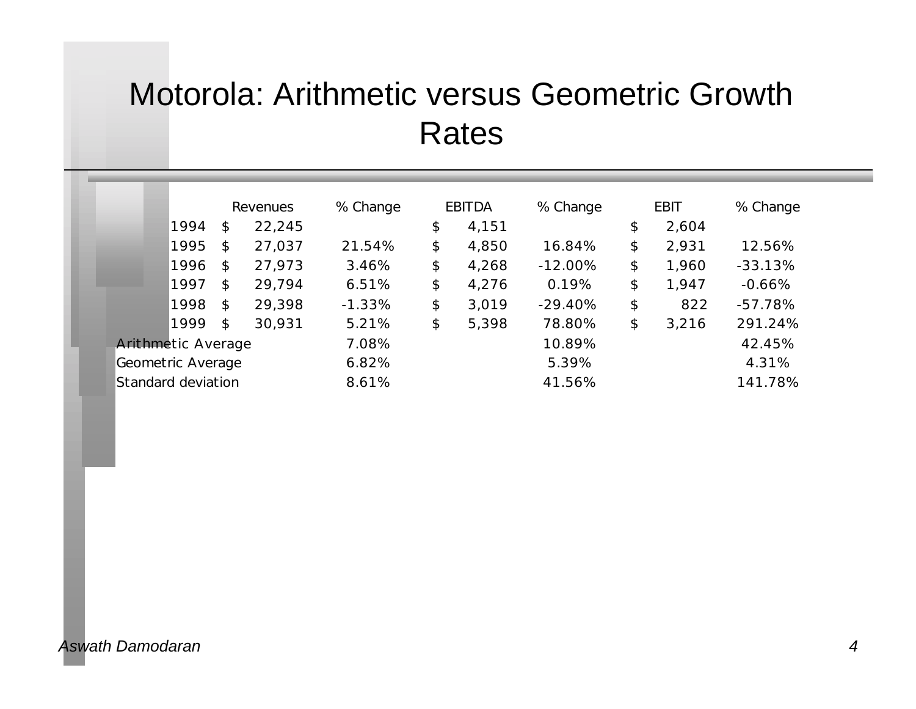# Motorola: Arithmetic versus Geometric Growth Rates

| | Revenues | % Change | EBITDA | % Change | EBIT | % Change |
|---|---|---|---|---|---|---|
| 1994 | $ 22,245 | | $ 4,151 | | $ 2,604 | |
| 1995 | $ 27,037 | 21.54% | $ 4,850 | 16.84% | $ 2,931 | 12.56% |
| 1996 | $ 27,973 | 3.46% | $ 4,268 | -12.00% | $ 1,960 | -33.13% |
| 1997 | $ 29,794 | 6.51% | $ 4,276 | 0.19% | $ 1,947 | -0.66% |
| 1998 | $ 29,398 | -1.33% | $ 3,019 | -29.40% | $ 822 | -57.78% |
| 1999 | $ 30,931 | 5.21% | $ 5,398 | 78.80% | $ 3,216 | 291.24% |
| Arithmetic Average | | 7.08% | | 10.89% | | 42.45% |
| Geometric Average | | 6.82% | | 5.39% | | 4.31% |
| Standard deviation | | 8.61% | | 41.56% | | 141.78% |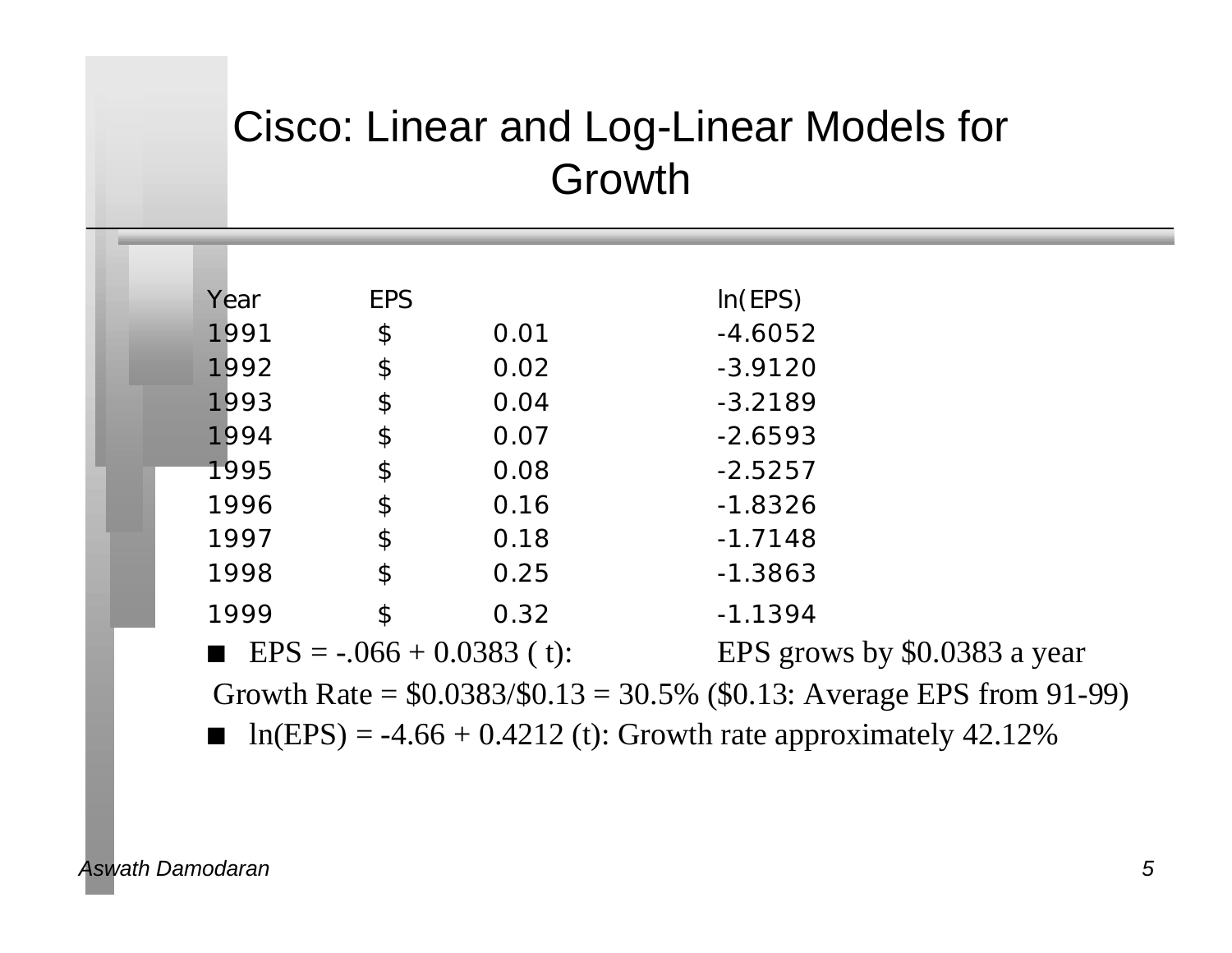# Cisco: Linear and Log-Linear Models for Growth

| Year | EPS | | ln(EPS) |
|---|---|---|---|
| 1991 | $ | 0.01 | -4.6052 |
| 1992 | $ | 0.02 | -3.9120 |
| 1993 | $ | 0.04 | -3.2189 |
| 1994 | $ | 0.07 | -2.6593 |
| 1995 | $ | 0.08 | -2.5257 |
| 1996 | $ | 0.16 | -1.8326 |
| 1997 | $ | 0.18 | -1.7148 |
| 1998 | $ | 0.25 | -1.3863 |
| 1999 | $ | 0.32 | -1.1394 |

- EPS = -.066 + 0.0383 ( t): EPS grows by $0.0383 a year

Growth Rate = $0.0383/$0.13 = 30.5% ($0.13: Average EPS from 91-99)

- ln(EPS) = -4.66 + 0.4212 (t): Growth rate approximately 42.12%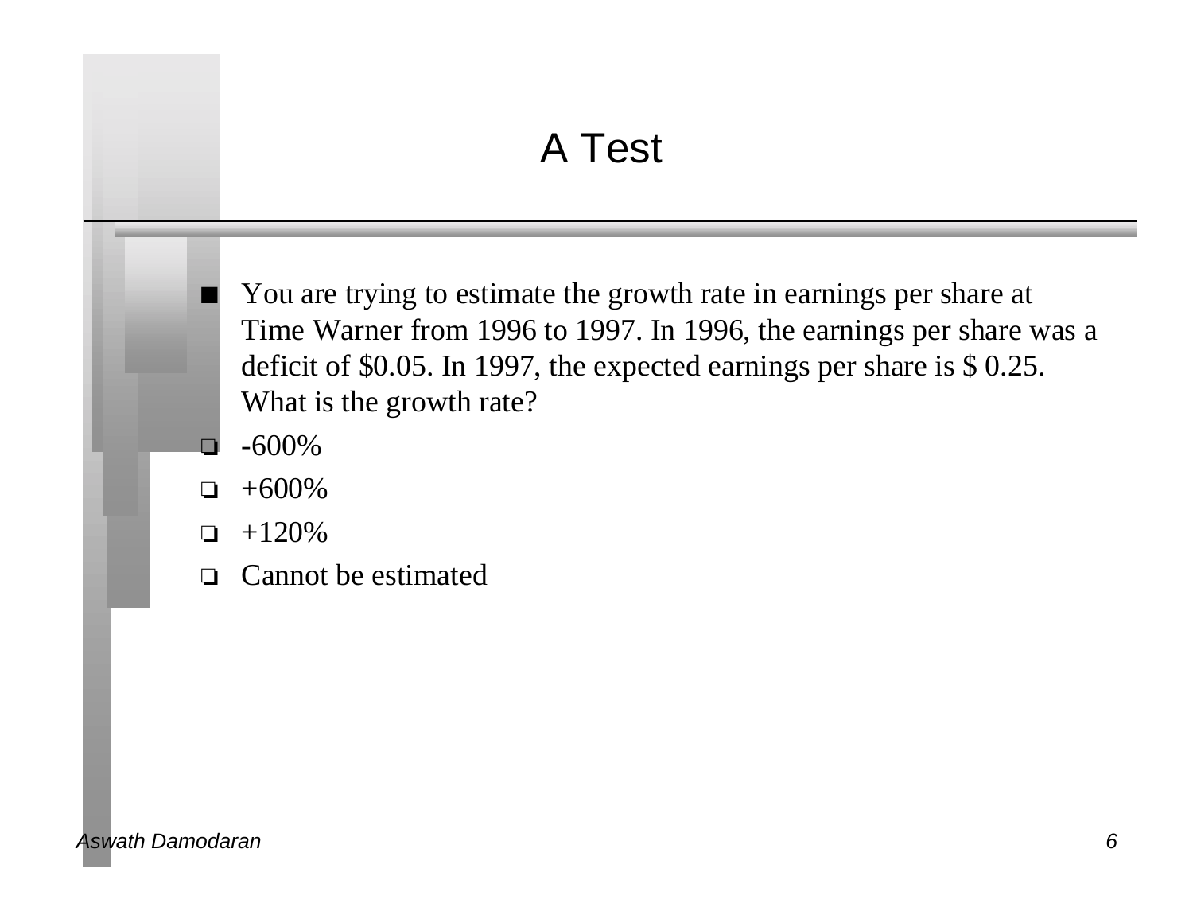# A Test

- You are trying to estimate the growth rate in earnings per share at Time Warner from 1996 to 1997. In 1996, the earnings per share was a deficit of $0.05. In 1997, the expected earnings per share is $ 0.25. What is the growth rate?
  - -600%
  - +600%
  - +120%
  - Cannot be estimated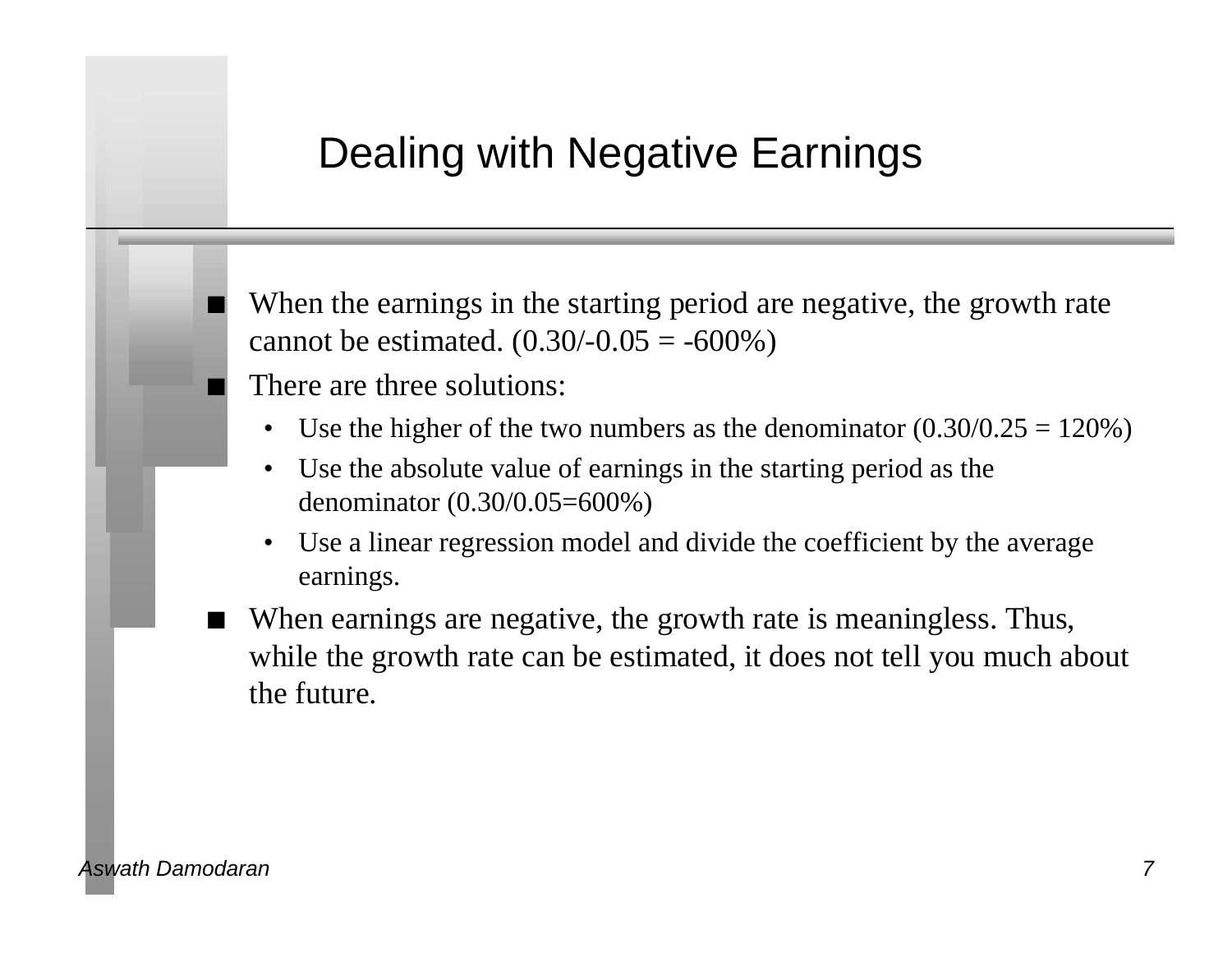# Dealing with Negative Earnings

- When the earnings in the starting period are negative, the growth rate cannot be estimated. (0.30/-0.05 = -600%)
- There are three solutions:
  - Use the higher of the two numbers as the denominator (0.30/0.25 = 120%)
  - Use the absolute value of earnings in the starting period as the denominator (0.30/0.05=600%)
  - Use a linear regression model and divide the coefficient by the average earnings.
- When earnings are negative, the growth rate is meaningless. Thus, while the growth rate can be estimated, it does not tell you much about the future.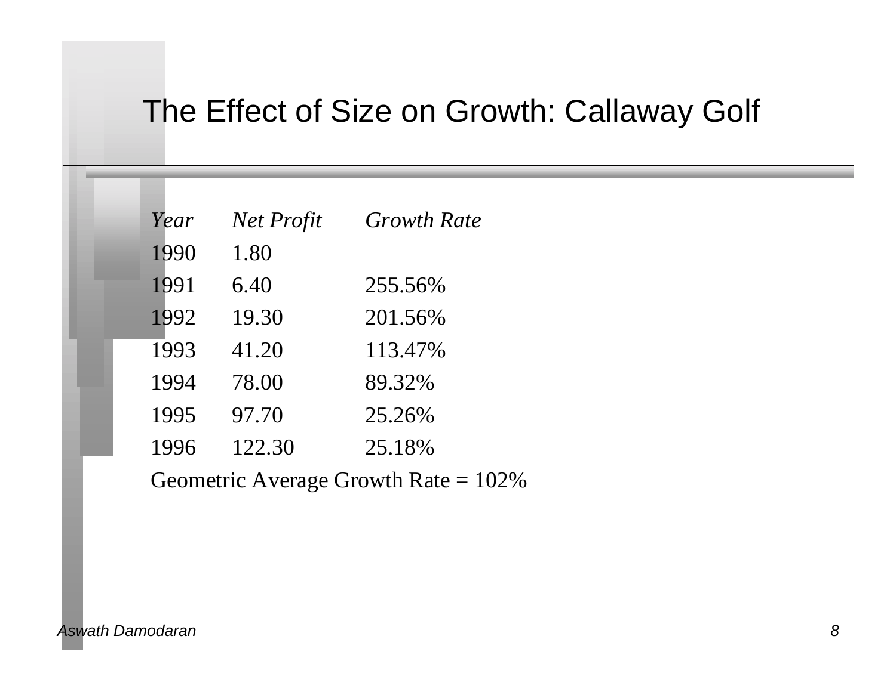# The Effect of Size on Growth: Callaway Golf

| *Year* | *Net Profit* | *Growth Rate* |
|---|---|---|
| 1990 | 1.80 | |
| 1991 | 6.40 | 255.56% |
| 1992 | 19.30 | 201.56% |
| 1993 | 41.20 | 113.47% |
| 1994 | 78.00 | 89.32% |
| 1995 | 97.70 | 25.26% |
| 1996 | 122.30 | 25.18% |

Geometric Average Growth Rate = 102%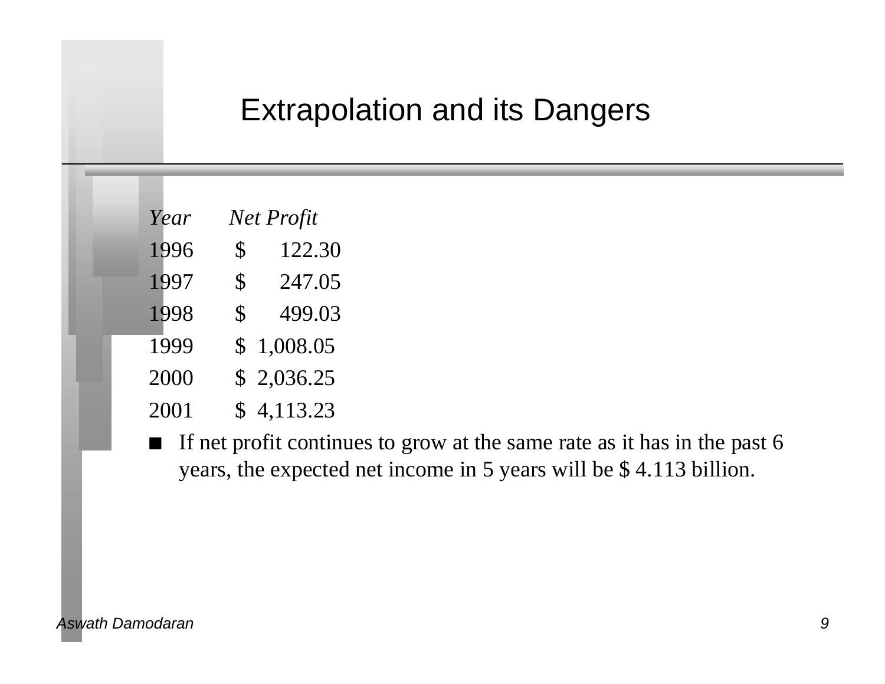# Extrapolation and its Dangers

| *Year* | *Net Profit* |
|---|---|
| 1996 | $ 122.30 |
| 1997 | $ 247.05 |
| 1998 | $ 499.03 |
| 1999 | $ 1,008.05 |
| 2000 | $ 2,036.25 |
| 2001 | $ 4,113.23 |

- If net profit continues to grow at the same rate as it has in the past 6 years, the expected net income in 5 years will be $ 4.113 billion.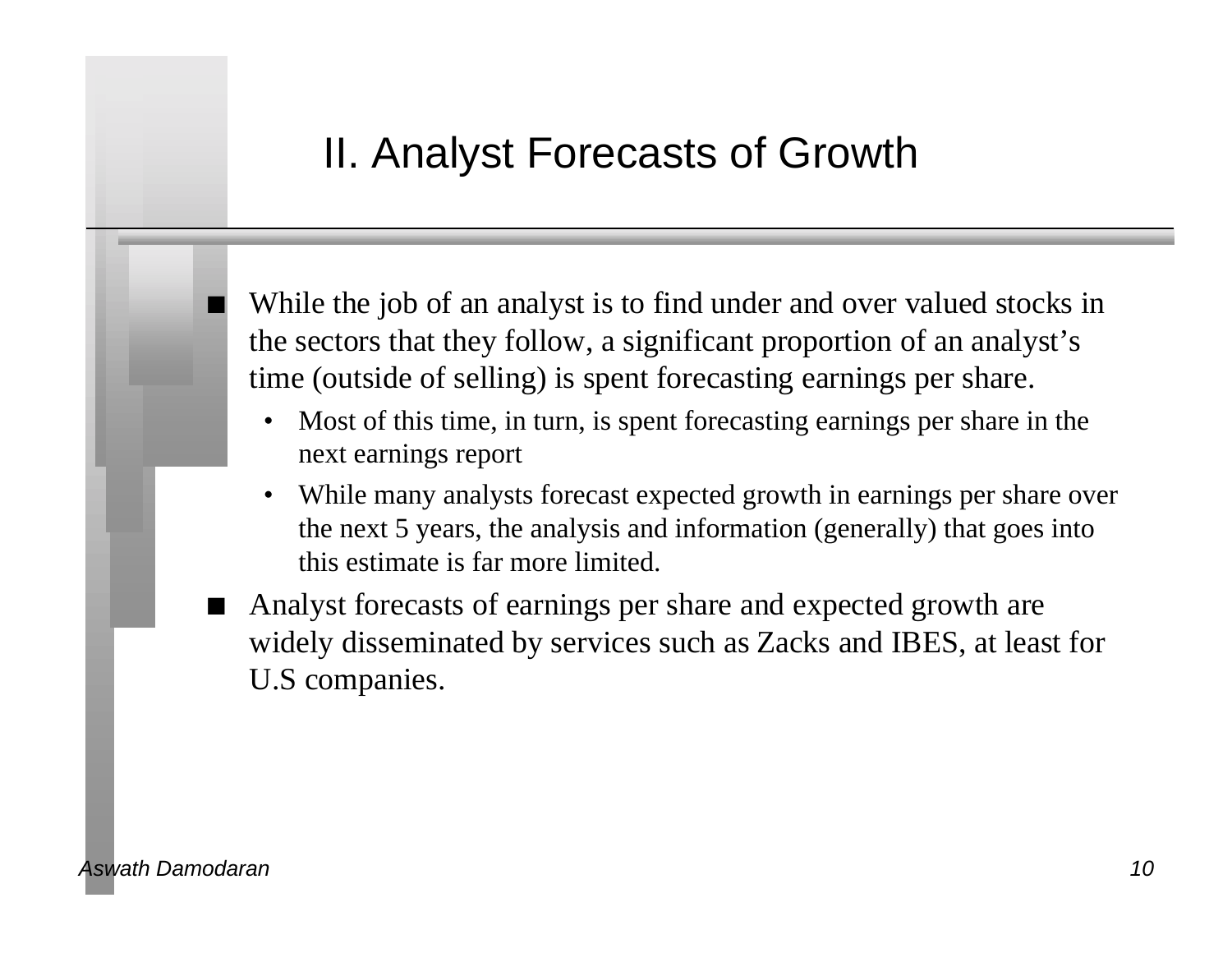# II. Analyst Forecasts of Growth

- While the job of an analyst is to find under and over valued stocks in the sectors that they follow, a significant proportion of an analyst's time (outside of selling) is spent forecasting earnings per share.
  - Most of this time, in turn, is spent forecasting earnings per share in the next earnings report
  - While many analysts forecast expected growth in earnings per share over the next 5 years, the analysis and information (generally) that goes into this estimate is far more limited.
- Analyst forecasts of earnings per share and expected growth are widely disseminated by services such as Zacks and IBES, at least for U.S companies.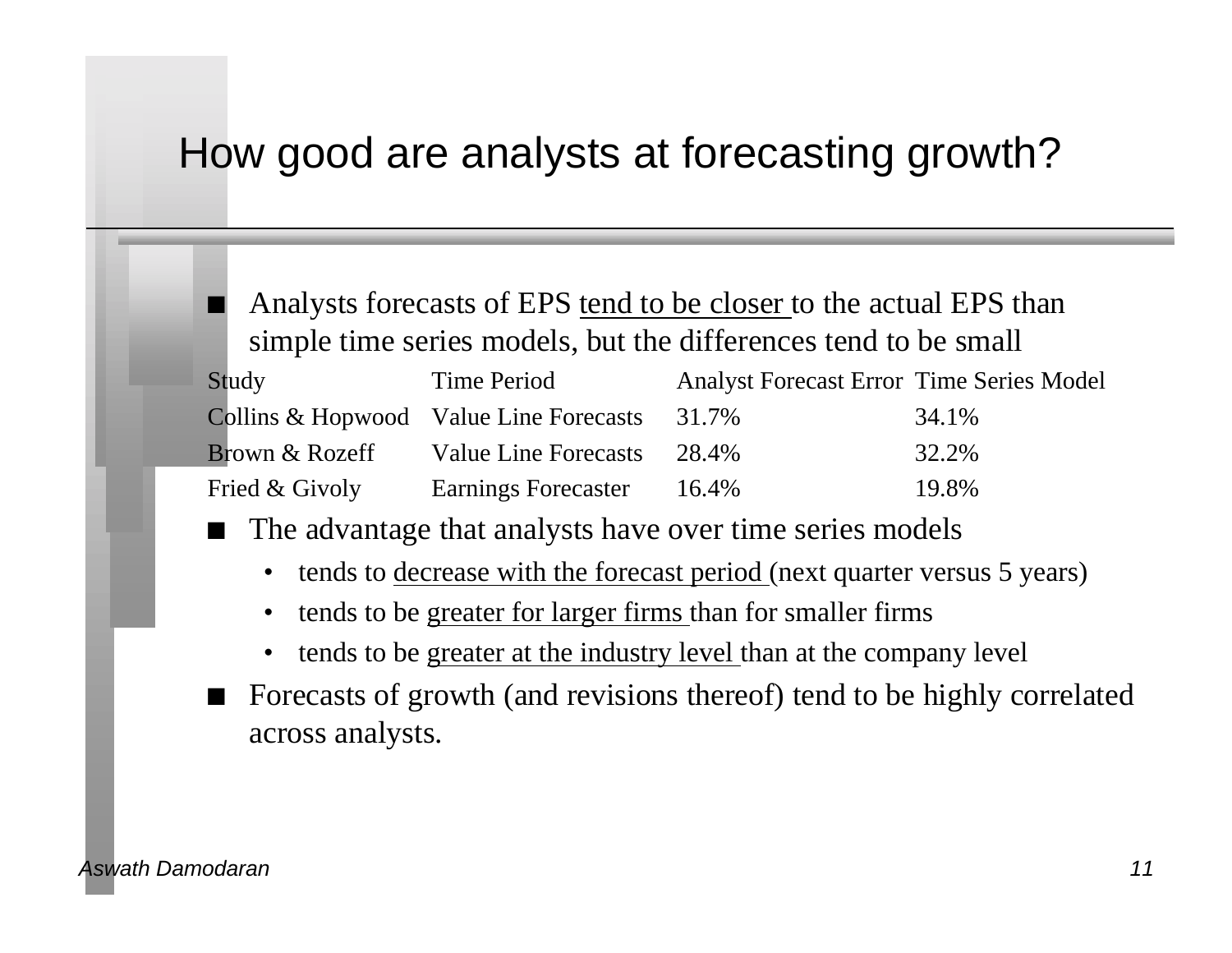# How good are analysts at forecasting growth?

- Analysts forecasts of EPS tend to be closer to the actual EPS than simple time series models, but the differences tend to be small

| Study | Time Period | Analyst Forecast Error | Time Series Model |
|---|---|---|---|
| Collins & Hopwood | Value Line Forecasts | 31.7% | 34.1% |
| Brown & Rozeff | Value Line Forecasts | 28.4% | 32.2% |
| Fried & Givoly | Earnings Forecaster | 16.4% | 19.8% |

- The advantage that analysts have over time series models
  - tends to decrease with the forecast period (next quarter versus 5 years)
  - tends to be greater for larger firms than for smaller firms
  - tends to be greater at the industry level than at the company level
- Forecasts of growth (and revisions thereof) tend to be highly correlated across analysts.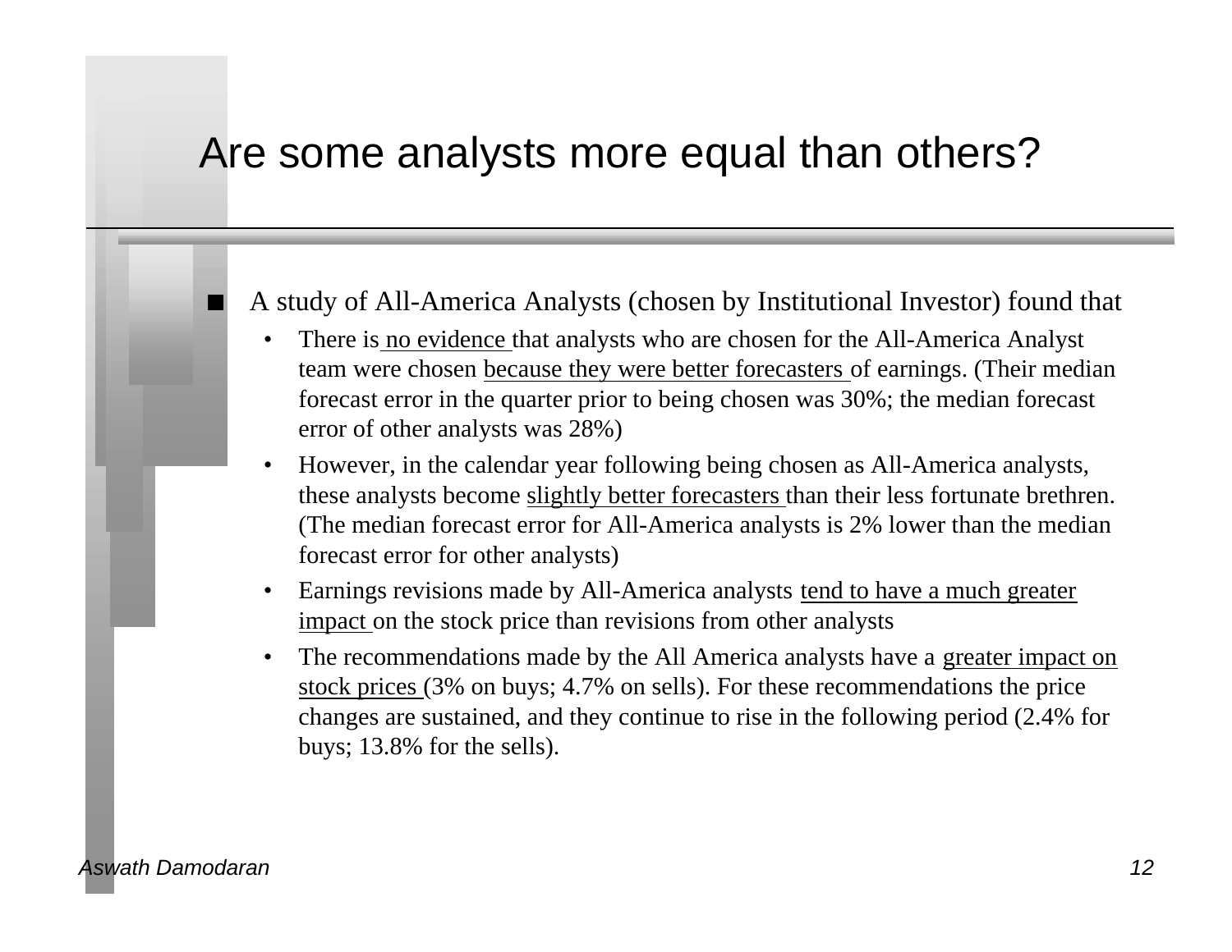# Are some analysts more equal than others?

- A study of All-America Analysts (chosen by Institutional Investor) found that
  - There is no evidence that analysts who are chosen for the All-America Analyst team were chosen because they were better forecasters of earnings. (Their median forecast error in the quarter prior to being chosen was 30%; the median forecast error of other analysts was 28%)
  - However, in the calendar year following being chosen as All-America analysts, these analysts become slightly better forecasters than their less fortunate brethren. (The median forecast error for All-America analysts is 2% lower than the median forecast error for other analysts)
  - Earnings revisions made by All-America analysts tend to have a much greater impact on the stock price than revisions from other analysts
  - The recommendations made by the All America analysts have a greater impact on stock prices (3% on buys; 4.7% on sells). For these recommendations the price changes are sustained, and they continue to rise in the following period (2.4% for buys; 13.8% for the sells).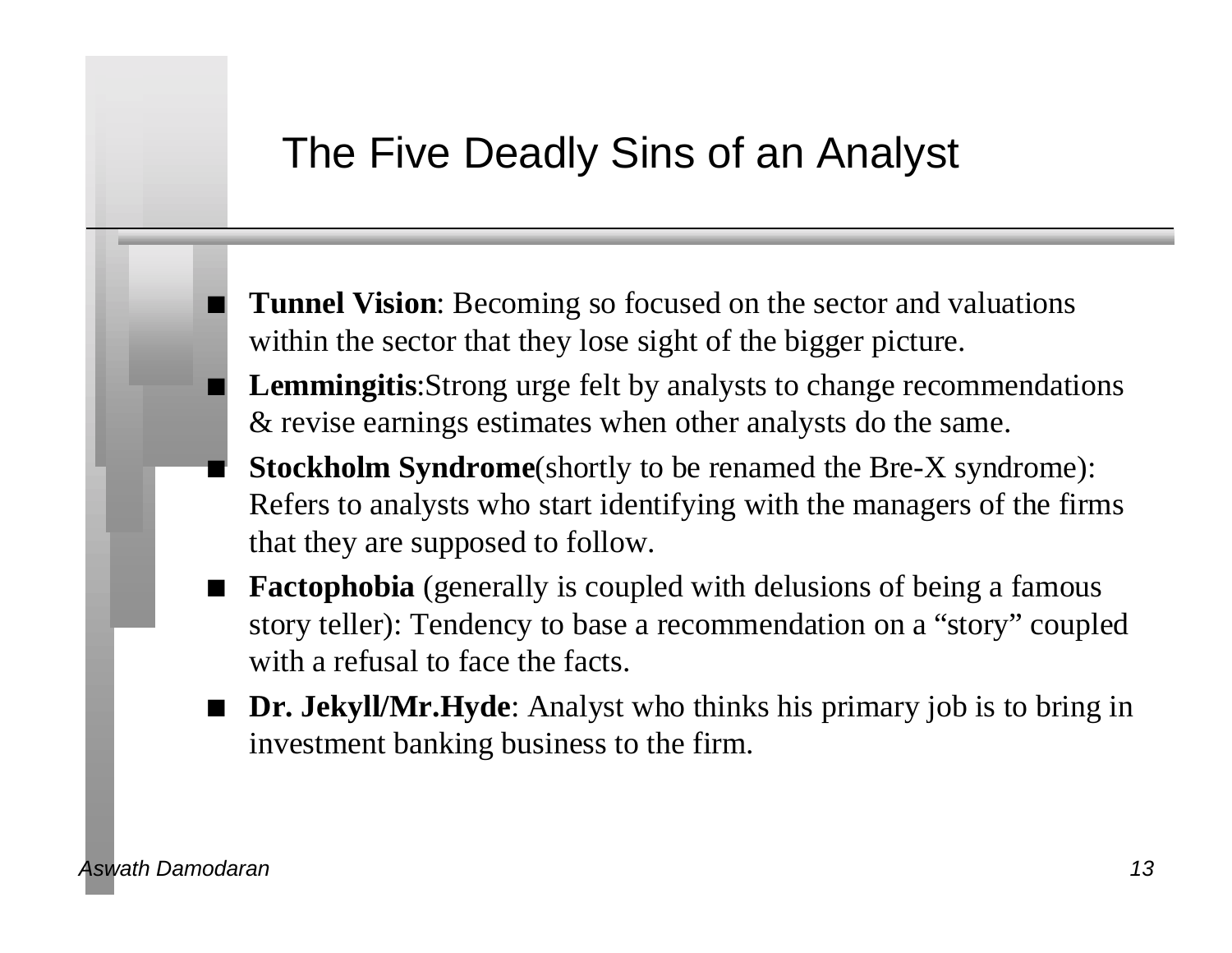# The Five Deadly Sins of an Analyst

- **Tunnel Vision**: Becoming so focused on the sector and valuations within the sector that they lose sight of the bigger picture.
- **Lemmingitis**:Strong urge felt by analysts to change recommendations & revise earnings estimates when other analysts do the same.
- **Stockholm Syndrome**(shortly to be renamed the Bre-X syndrome): Refers to analysts who start identifying with the managers of the firms that they are supposed to follow.
- **Factophobia** (generally is coupled with delusions of being a famous story teller): Tendency to base a recommendation on a "story" coupled with a refusal to face the facts.
- **Dr. Jekyll/Mr.Hyde**: Analyst who thinks his primary job is to bring in investment banking business to the firm.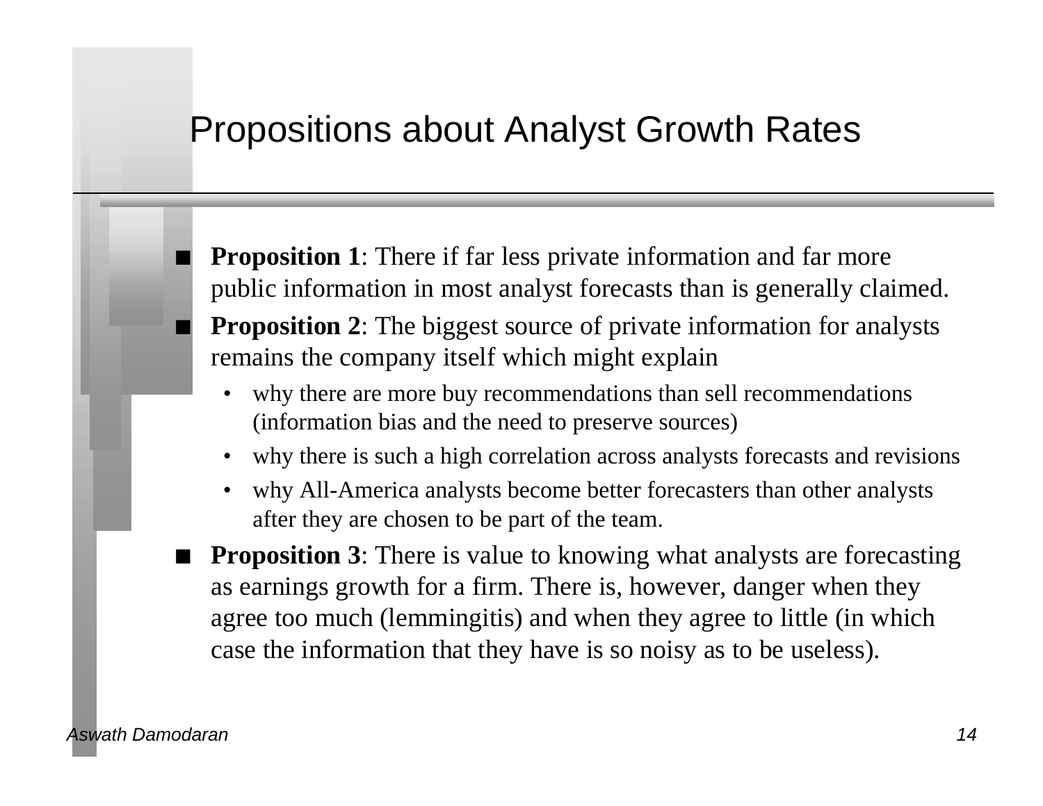# Propositions about Analyst Growth Rates

- **Proposition 1**: There if far less private information and far more public information in most analyst forecasts than is generally claimed.
- **Proposition 2**: The biggest source of private information for analysts remains the company itself which might explain
  - why there are more buy recommendations than sell recommendations (information bias and the need to preserve sources)
  - why there is such a high correlation across analysts forecasts and revisions
  - why All-America analysts become better forecasters than other analysts after they are chosen to be part of the team.
- **Proposition 3**: There is value to knowing what analysts are forecasting as earnings growth for a firm. There is, however, danger when they agree too much (lemmingitis) and when they agree to little (in which case the information that they have is so noisy as to be useless).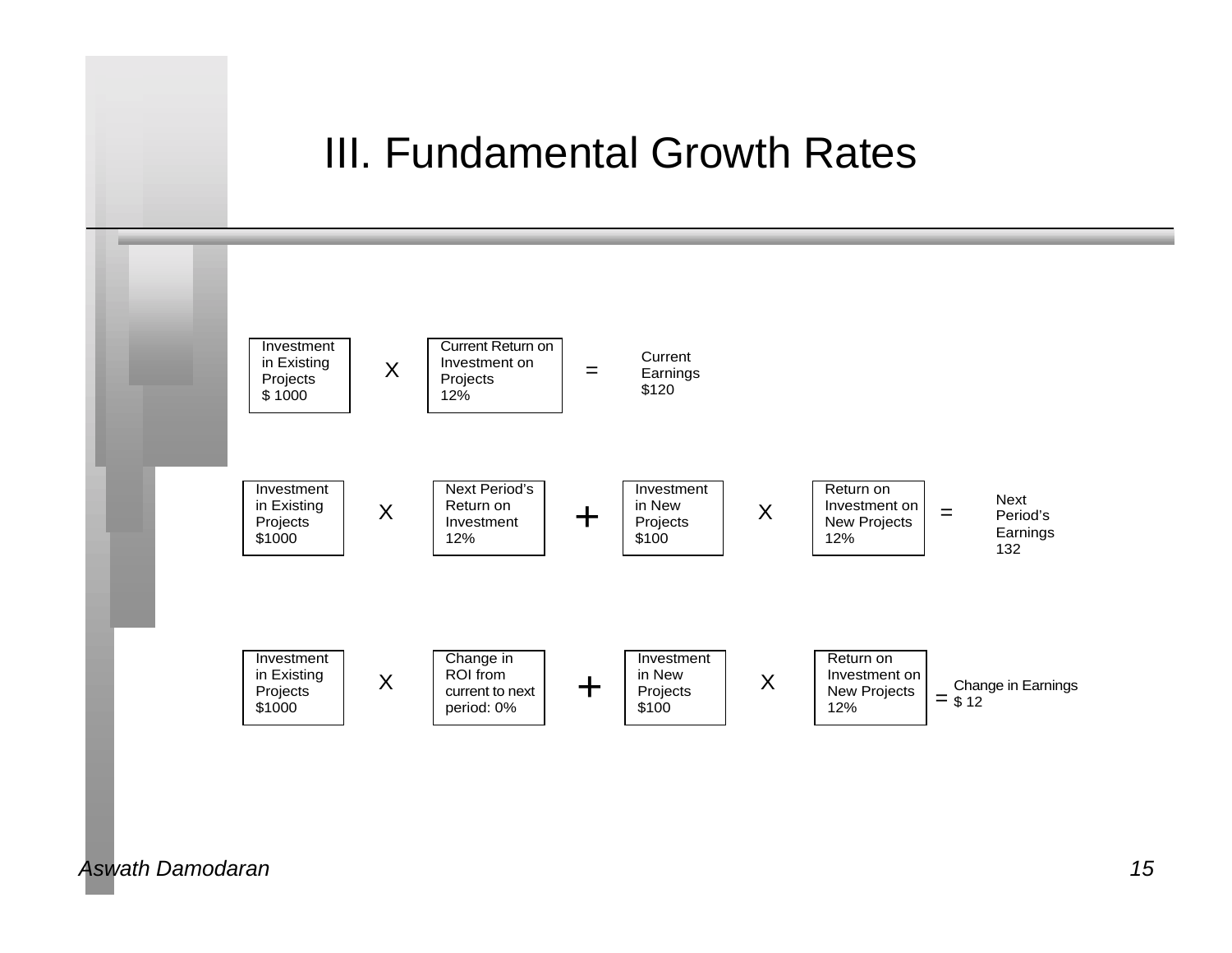# III. Fundamental Growth Rates

| Investment in Existing Projects $ 1000 | X | Current Return on Investment on Projects 12% | = | Current Earnings $120 | | | | |
|---|---|---|---|---|---|---|---|---|
| Investment in Existing Projects $1000 | X | Next Period's Return on Investment 12% | + | Investment in New Projects $100 | X | Return on Investment on New Projects 12% | = | Next Period's Earnings 132 |
| Investment in Existing Projects $1000 | X | Change in ROI from current to next period: 0% | + | Investment in New Projects $100 | X | Return on Investment on New Projects 12% | = | Change in Earnings $ 12 |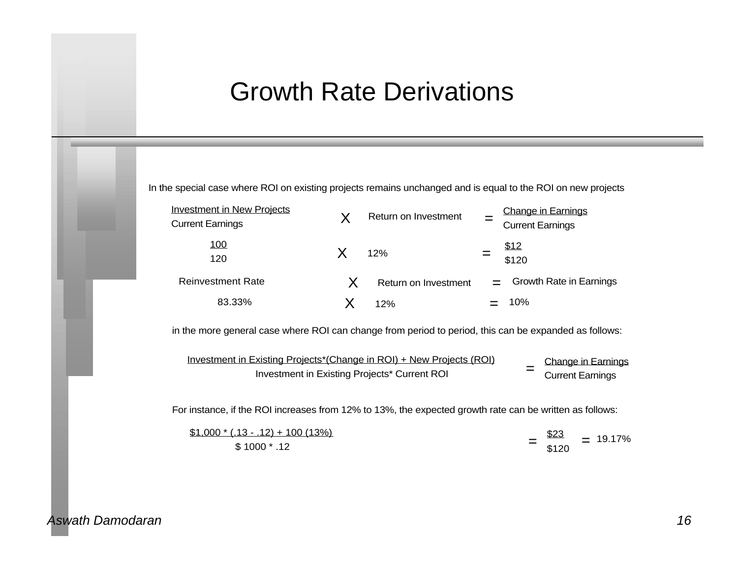# Growth Rate Derivations

In the special case where ROI on existing projects remains unchanged and is equal to the ROI on new projects

$$\frac{\text{Investment in New Projects}}{\text{Current Earnings}} \times \text{Return on Investment} = \frac{\text{Change in Earnings}}{\text{Current Earnings}}$$

$$\frac{100}{120} \times 12\% = \frac{\$12}{\$120}$$

$$\text{Reinvestment Rate} \times \text{Return on Investment} = \text{Growth Rate in Earnings}$$

$$83.33\% \times 12\% = 10\%$$

in the more general case where ROI can change from period to period, this can be expanded as follows:

$$\frac{\text{Investment in Existing Projects*(Change in ROI) + New Projects (ROI)}}{\text{Investment in Existing Projects* Current ROI}} = \frac{\text{Change in Earnings}}{\text{Current Earnings}}$$

For instance, if the ROI increases from 12% to 13%, the expected growth rate can be written as follows:

$$\frac{\$1{,}000 * (.13 - .12) + 100\ (13\%)}{\$\ 1000 * .12} = \frac{\$23}{\$120} = 19.17\%$$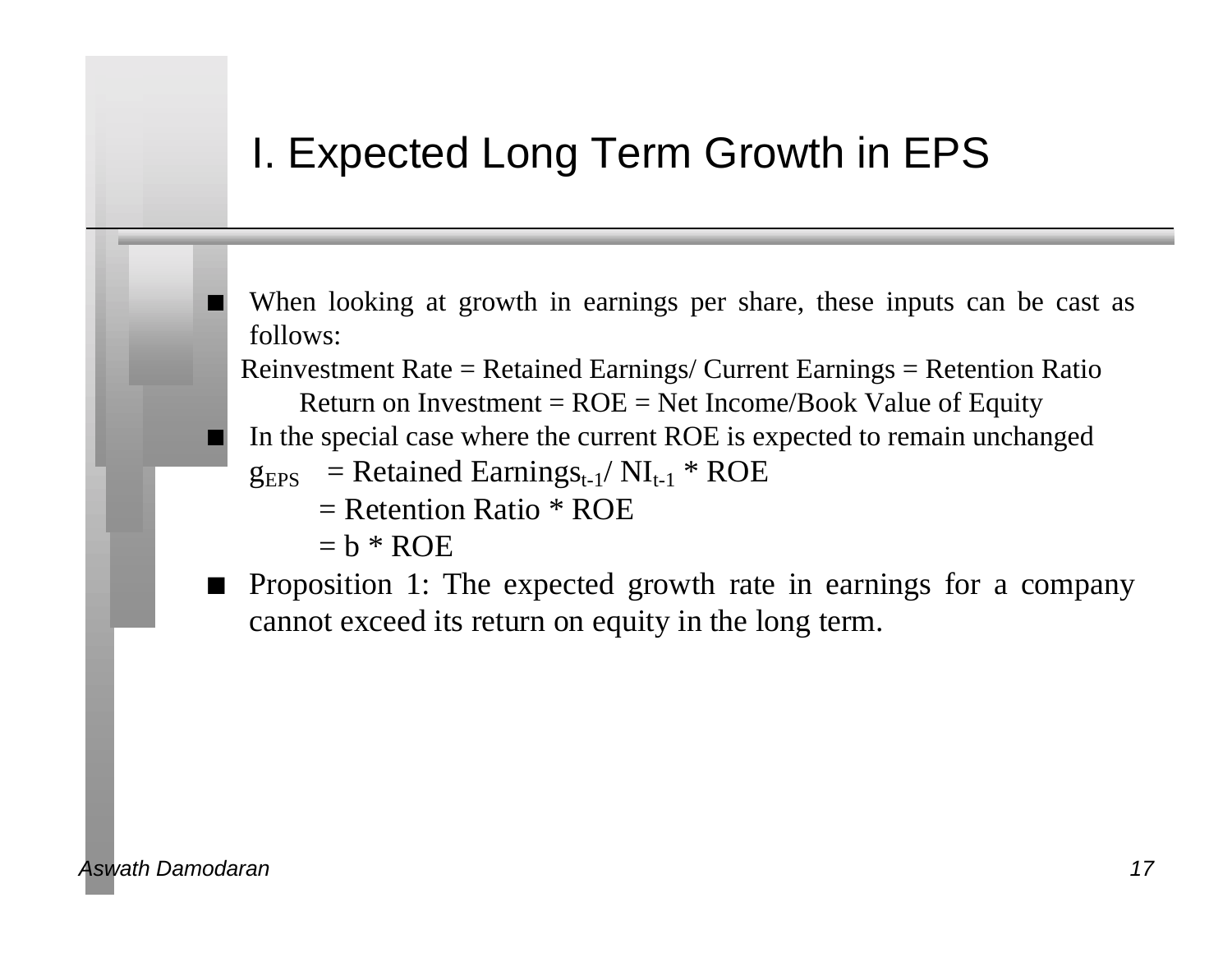# I. Expected Long Term Growth in EPS

- When looking at growth in earnings per share, these inputs can be cast as follows:

  Reinvestment Rate = Retained Earnings/ Current Earnings = Retention Ratio

  Return on Investment = ROE = Net Income/Book Value of Equity

- In the special case where the current ROE is expected to remain unchanged

  $g_{EPS}$ = Retained Earnings$_{t-1}$/ NI$_{t-1}$ * ROE

  = Retention Ratio * ROE

  = b * ROE

- Proposition 1: The expected growth rate in earnings for a company cannot exceed its return on equity in the long term.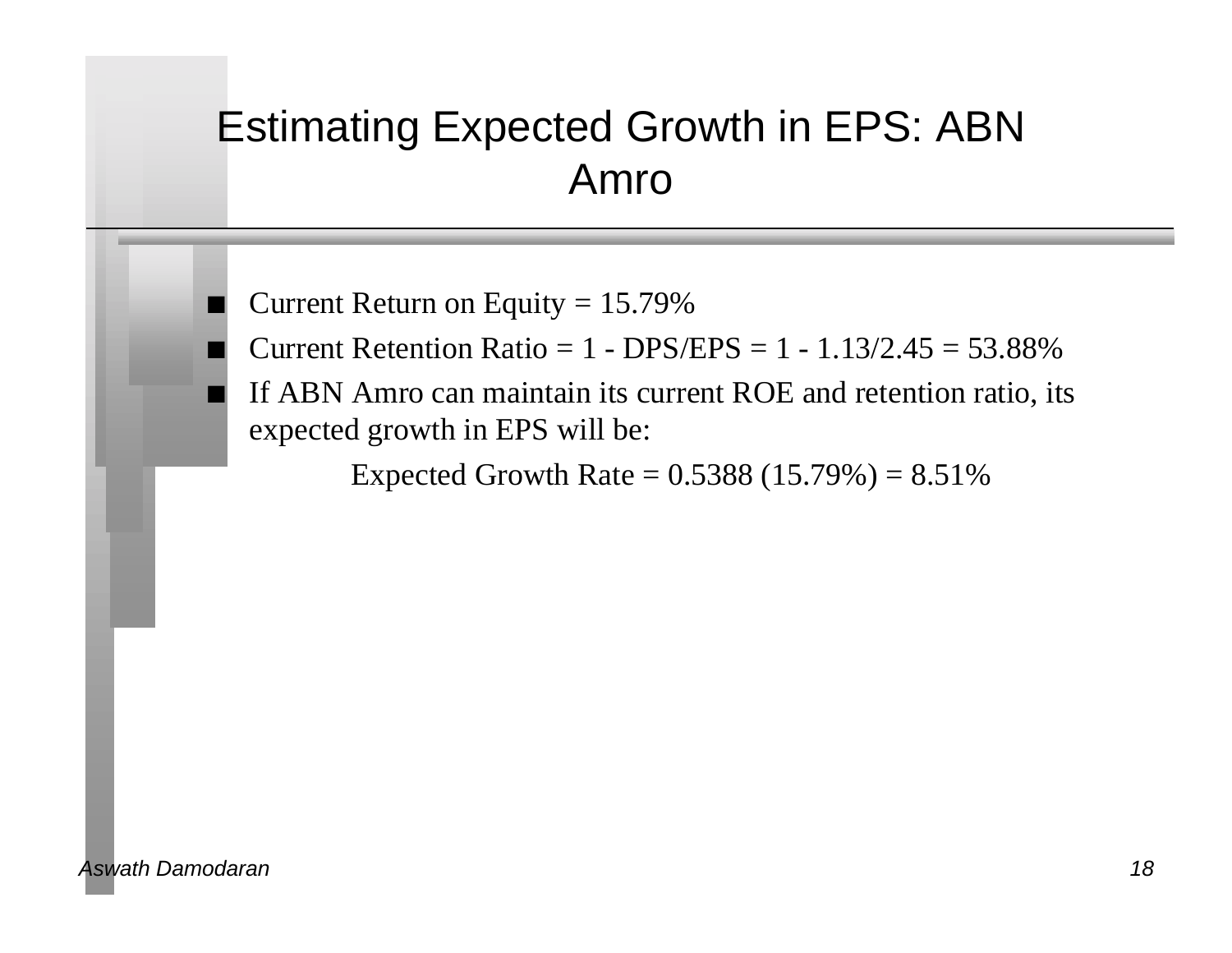# Estimating Expected Growth in EPS: ABN Amro

- Current Return on Equity = 15.79%
- Current Retention Ratio = 1 - DPS/EPS = 1 - 1.13/2.45 = 53.88%
- If ABN Amro can maintain its current ROE and retention ratio, its expected growth in EPS will be:

  Expected Growth Rate = 0.5388 (15.79%) = 8.51%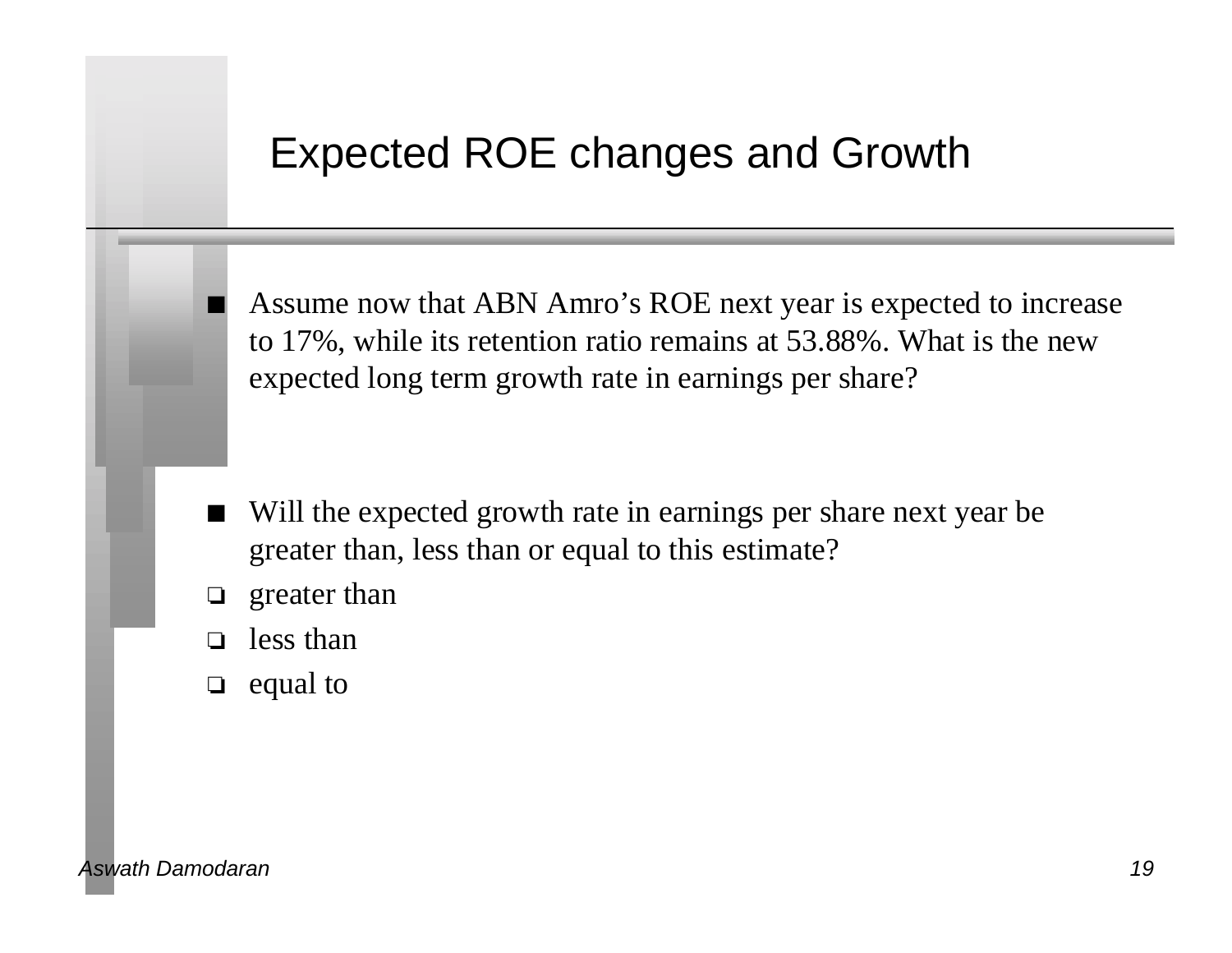# Expected ROE changes and Growth

- Assume now that ABN Amro's ROE next year is expected to increase to 17%, while its retention ratio remains at 53.88%. What is the new expected long term growth rate in earnings per share?

- Will the expected growth rate in earnings per share next year be greater than, less than or equal to this estimate?
  - ❏ greater than
  - ❏ less than
  - ❏ equal to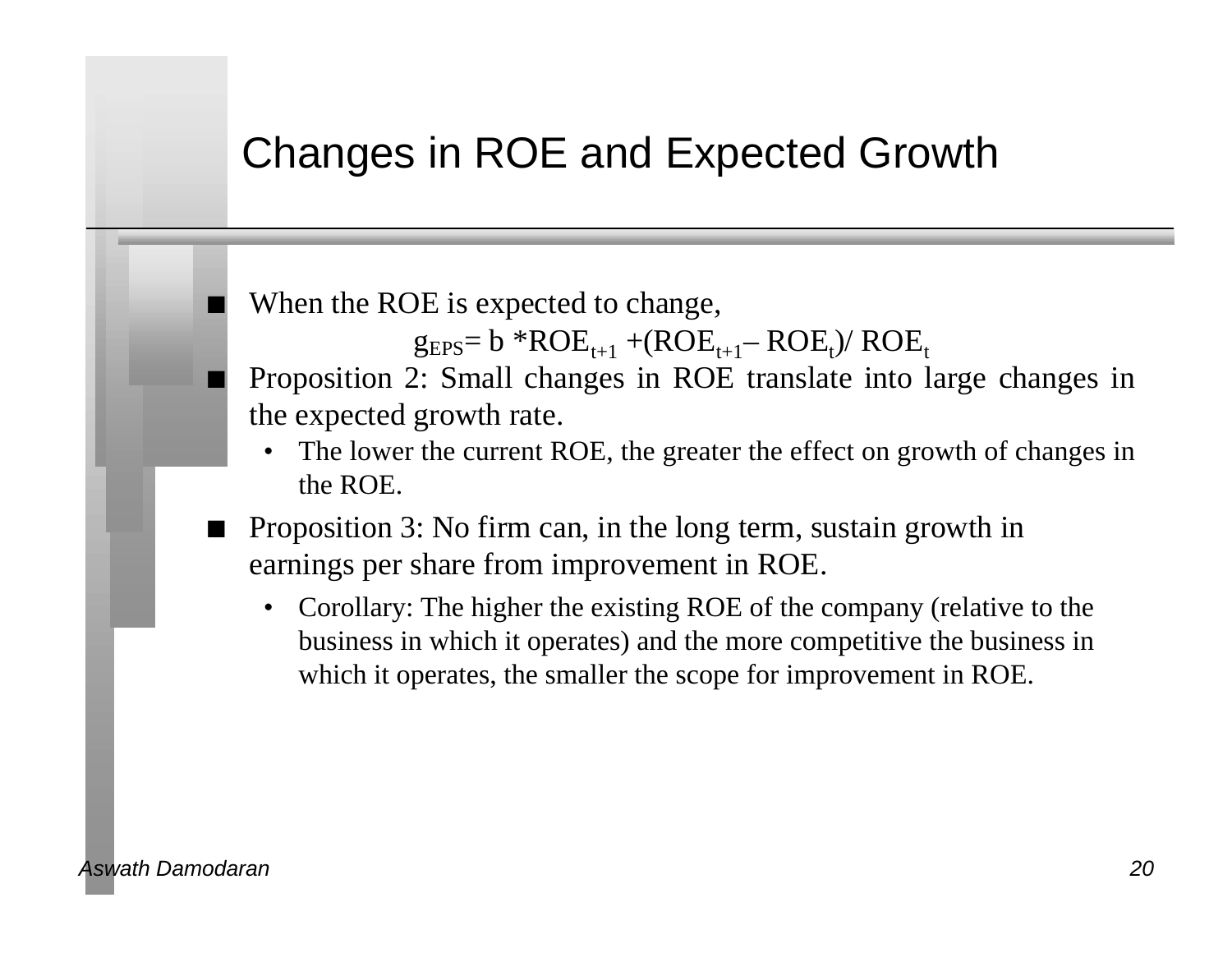# Changes in ROE and Expected Growth

- When the ROE is expected to change,

$$g_{EPS} = b * ROE_{t+1} + (ROE_{t+1} - ROE_t) / ROE_t$$

- Proposition 2: Small changes in ROE translate into large changes in the expected growth rate.
  - The lower the current ROE, the greater the effect on growth of changes in the ROE.
- Proposition 3: No firm can, in the long term, sustain growth in earnings per share from improvement in ROE.
  - Corollary: The higher the existing ROE of the company (relative to the business in which it operates) and the more competitive the business in which it operates, the smaller the scope for improvement in ROE.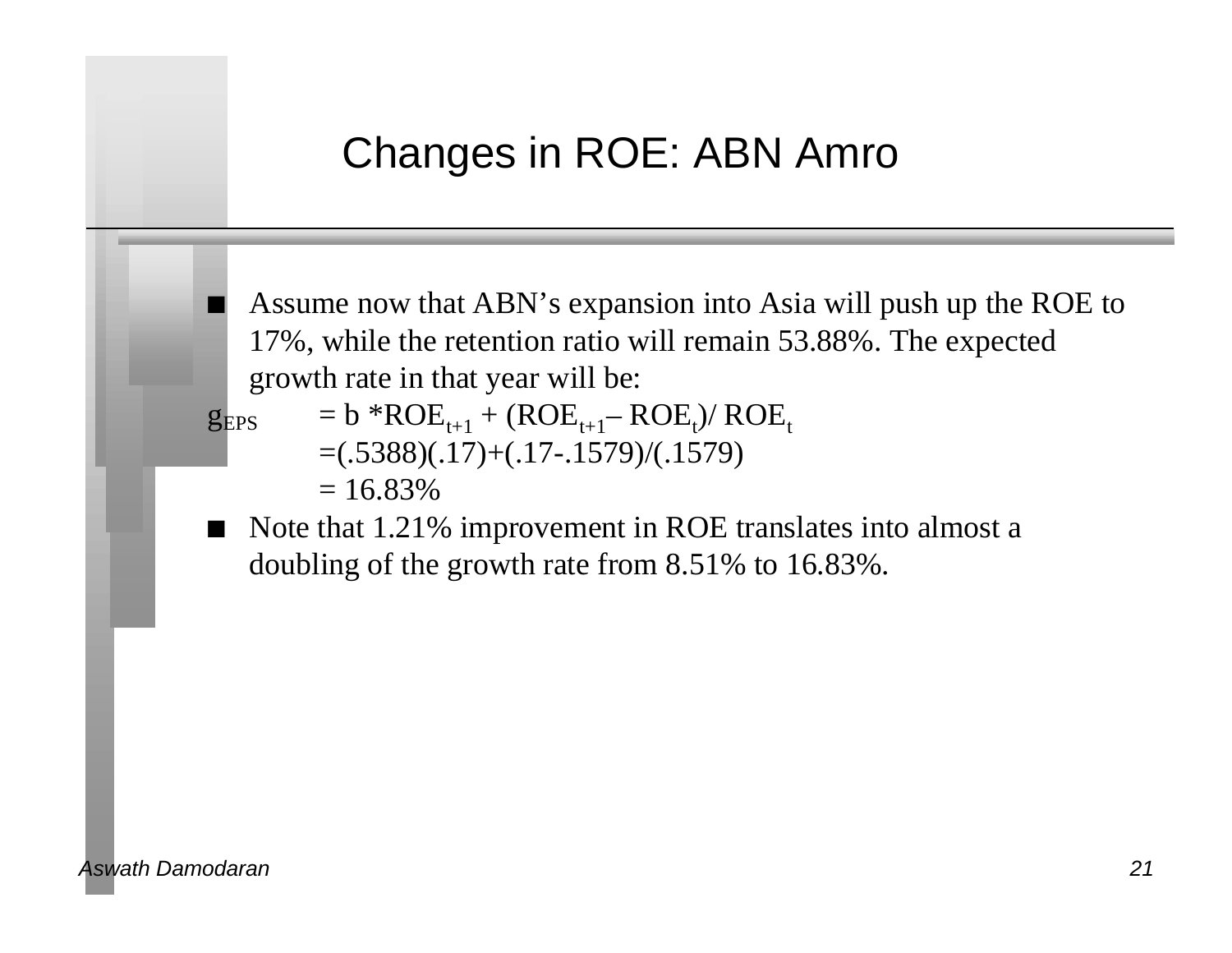# Changes in ROE: ABN Amro

- Assume now that ABN's expansion into Asia will push up the ROE to 17%, while the retention ratio will remain 53.88%. The expected growth rate in that year will be:

$g_{EPS}$ $= b * ROE_{t+1} + (ROE_{t+1} - ROE_t) / ROE_t$

$= (.5388)(.17) + (.17 - .1579)/(.1579)$

$= 16.83\%$

- Note that 1.21% improvement in ROE translates into almost a doubling of the growth rate from 8.51% to 16.83%.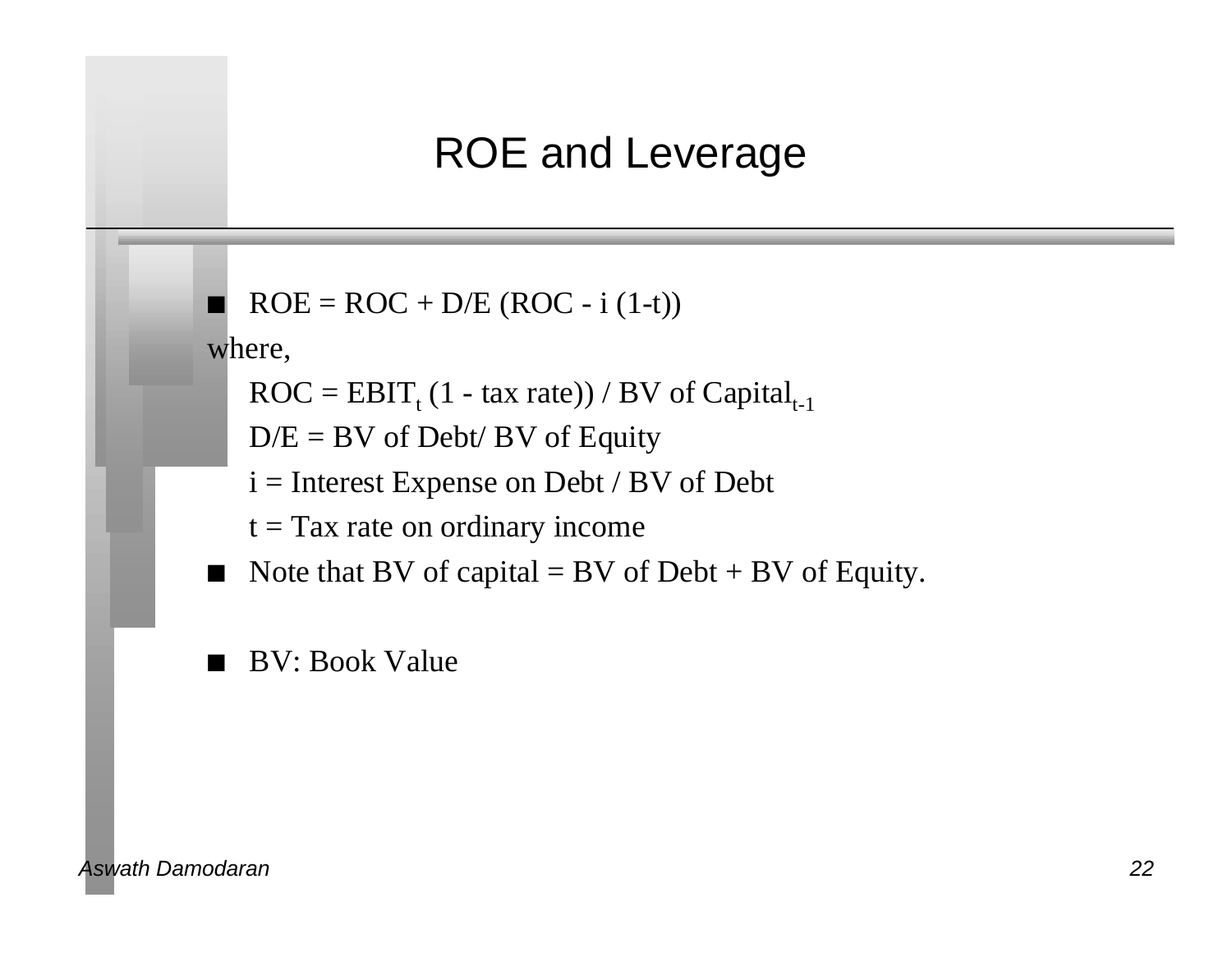# ROE and Leverage

- ROE = ROC + D/E (ROC - i (1-t))

where,

  ROC = $EBIT_t$ (1 - tax rate)) / BV of $Capital_{t-1}$

  D/E = BV of Debt/ BV of Equity

  i = Interest Expense on Debt / BV of Debt

  t = Tax rate on ordinary income

- Note that BV of capital = BV of Debt + BV of Equity.

- BV: Book Value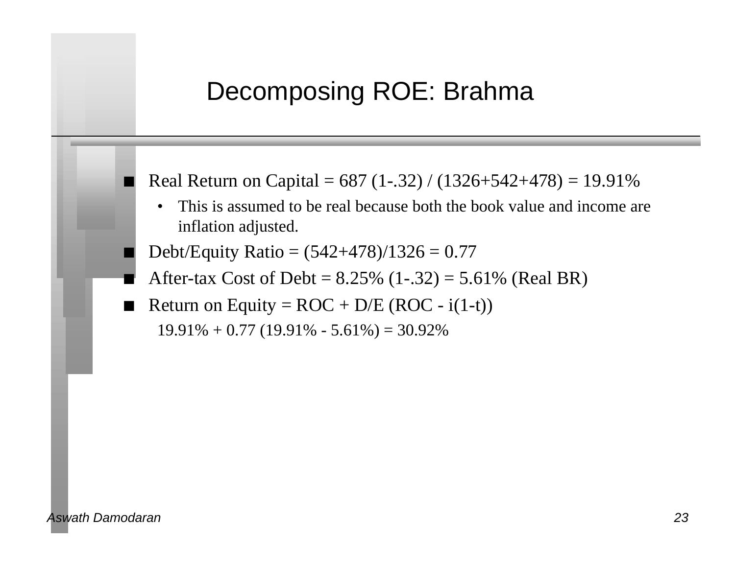# Decomposing ROE: Brahma

- Real Return on Capital = 687 (1-.32) / (1326+542+478) = 19.91%
  - This is assumed to be real because both the book value and income are inflation adjusted.
- Debt/Equity Ratio = (542+478)/1326 = 0.77
- After-tax Cost of Debt = 8.25% (1-.32) = 5.61% (Real BR)
- Return on Equity = ROC + D/E (ROC - i(1-t))

  19.91% + 0.77 (19.91% - 5.61%) = 30.92%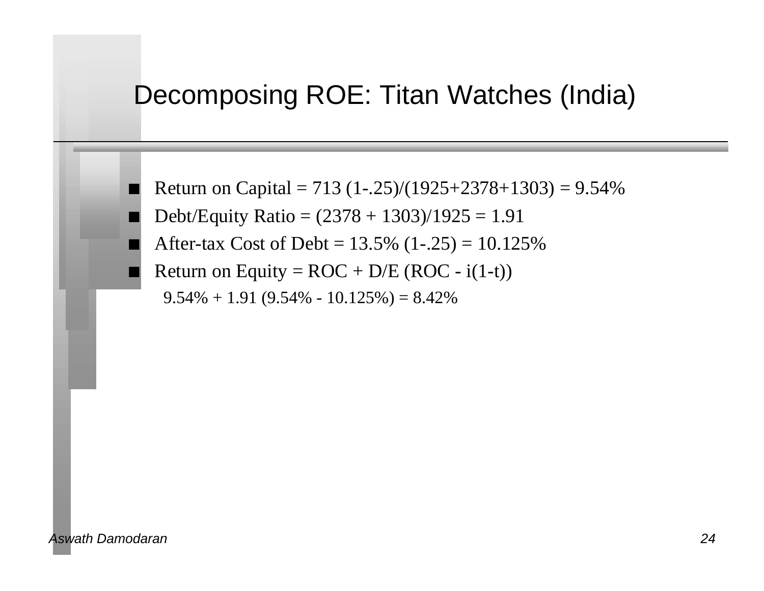# Decomposing ROE: Titan Watches (India)

- Return on Capital = 713 (1-.25)/(1925+2378+1303) = 9.54%
- Debt/Equity Ratio = (2378 + 1303)/1925 = 1.91
- After-tax Cost of Debt = 13.5% (1-.25) = 10.125%
- Return on Equity = ROC + D/E (ROC - i(1-t))

  9.54% + 1.91 (9.54% - 10.125%) = 8.42%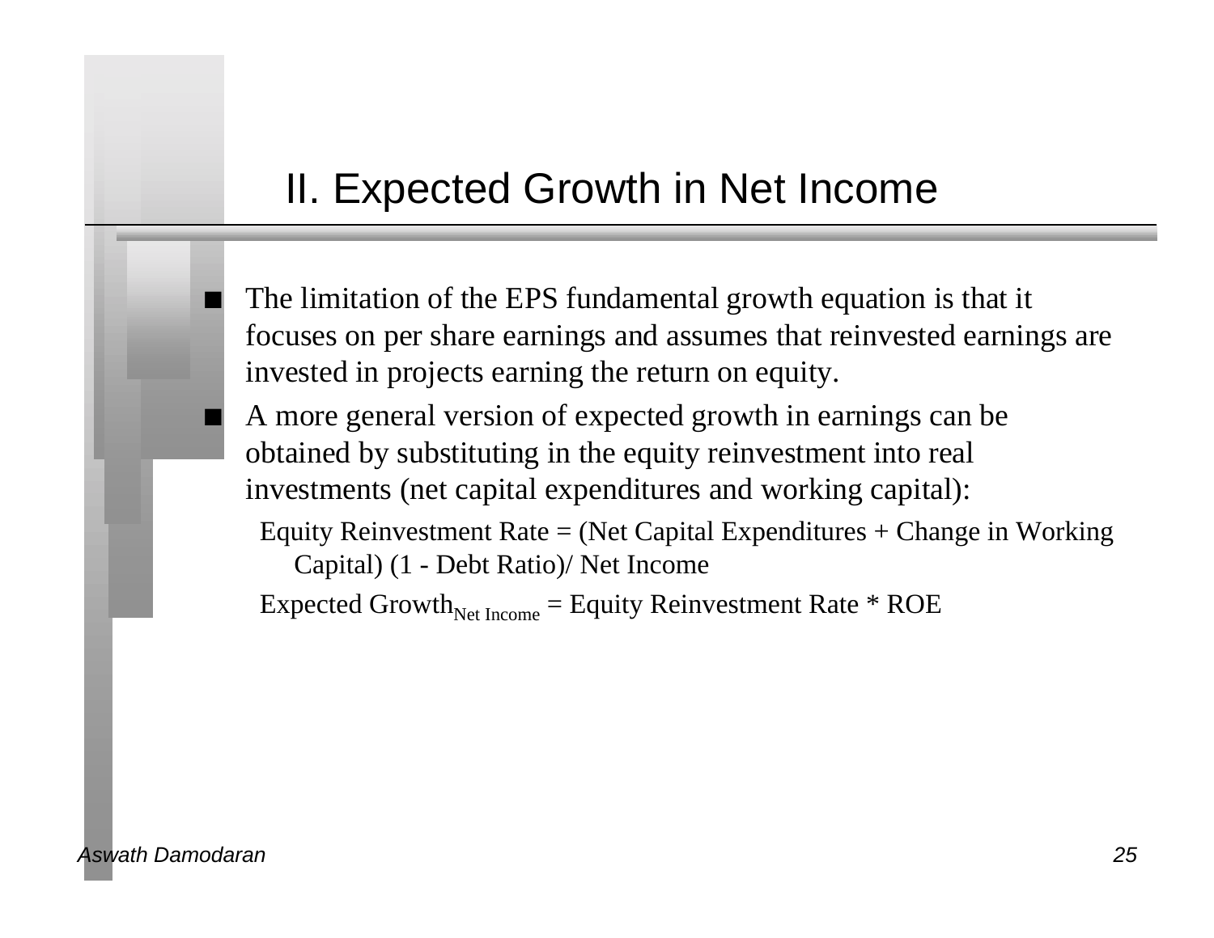# II. Expected Growth in Net Income

- The limitation of the EPS fundamental growth equation is that it focuses on per share earnings and assumes that reinvested earnings are invested in projects earning the return on equity.
- A more general version of expected growth in earnings can be obtained by substituting in the equity reinvestment into real investments (net capital expenditures and working capital):

  Equity Reinvestment Rate = (Net Capital Expenditures + Change in Working Capital) (1 - Debt Ratio)/ Net Income

  Expected $\text{Growth}_{\text{Net Income}}$ = Equity Reinvestment Rate * ROE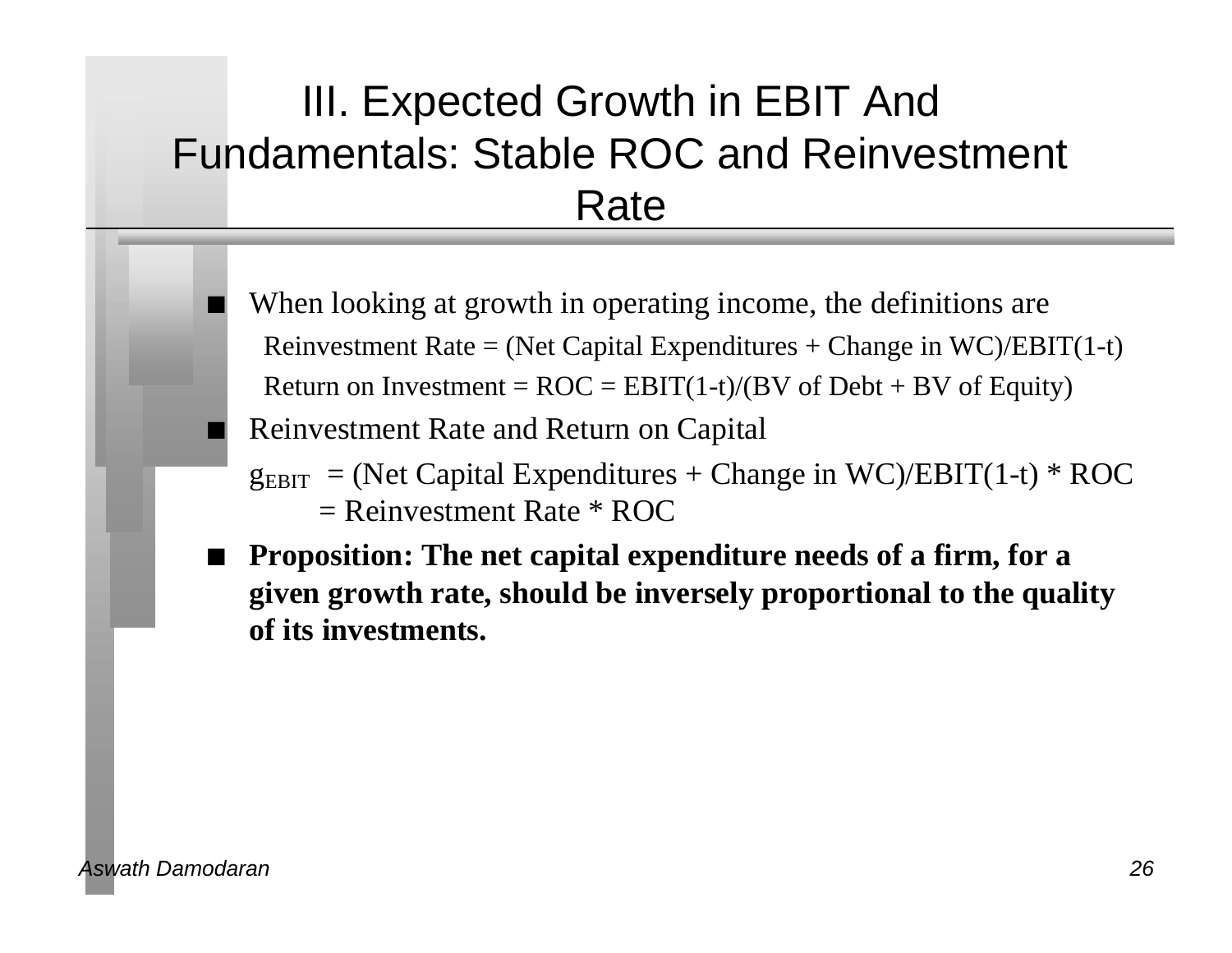# III. Expected Growth in EBIT And Fundamentals: Stable ROC and Reinvestment Rate

- When looking at growth in operating income, the definitions are

  Reinvestment Rate = (Net Capital Expenditures + Change in WC)/EBIT(1-t)

  Return on Investment = ROC = EBIT(1-t)/(BV of Debt + BV of Equity)

- Reinvestment Rate and Return on Capital

  $g_{EBIT}$ = (Net Capital Expenditures + Change in WC)/EBIT(1-t) * ROC
  = Reinvestment Rate * ROC

- **Proposition: The net capital expenditure needs of a firm, for a given growth rate, should be inversely proportional to the quality of its investments.**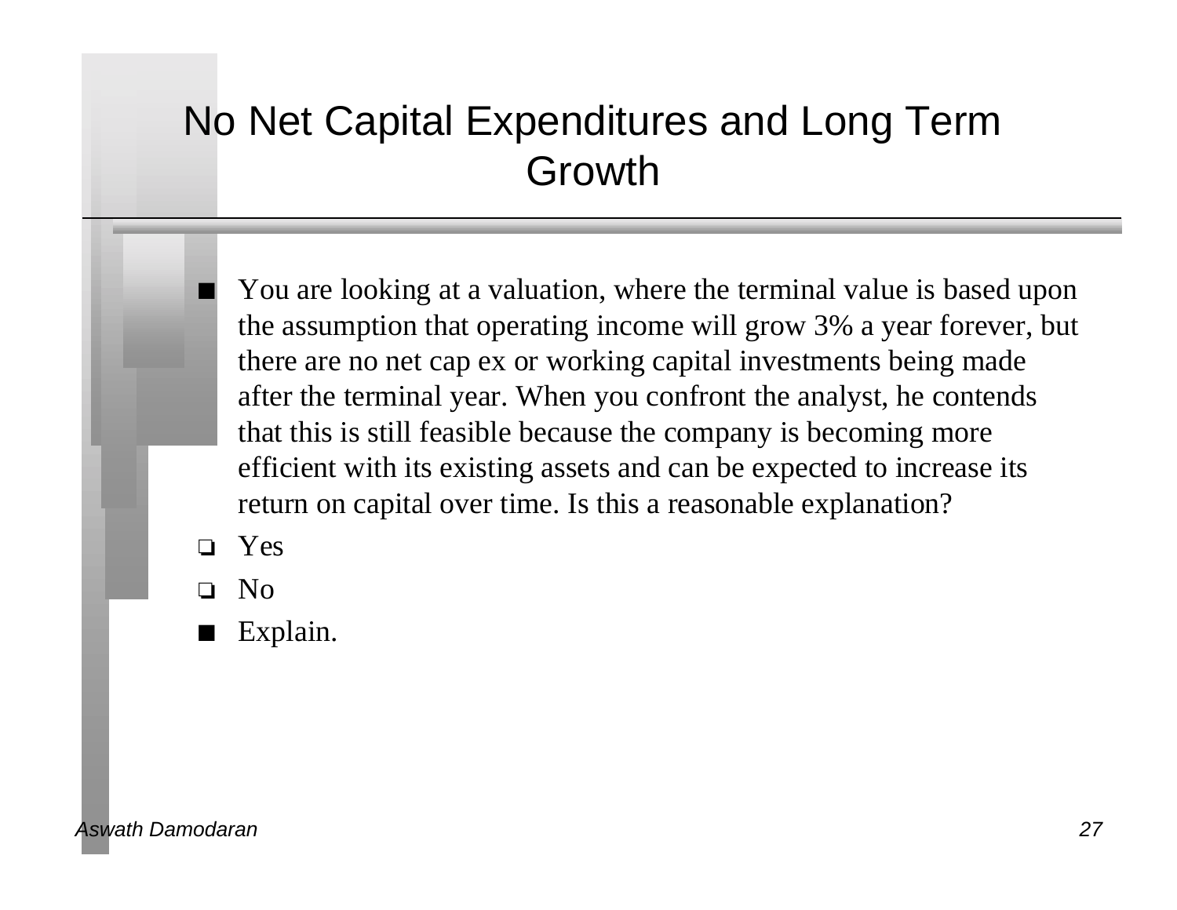# No Net Capital Expenditures and Long Term Growth

- You are looking at a valuation, where the terminal value is based upon the assumption that operating income will grow 3% a year forever, but there are no net cap ex or working capital investments being made after the terminal year. When you confront the analyst, he contends that this is still feasible because the company is becoming more efficient with its existing assets and can be expected to increase its return on capital over time. Is this a reasonable explanation?
  - ❑ Yes
  - ❑ No
- Explain.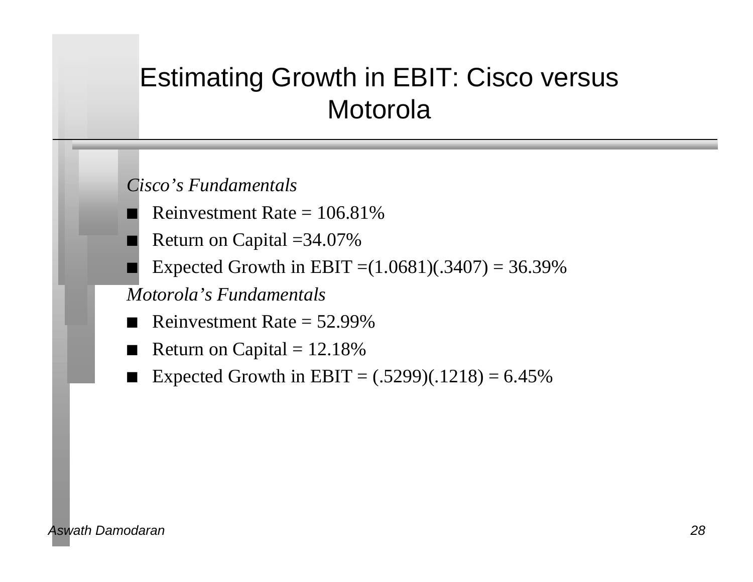# Estimating Growth in EBIT: Cisco versus Motorola

*Cisco's Fundamentals*

- Reinvestment Rate = 106.81%
- Return on Capital =34.07%
- Expected Growth in EBIT =(1.0681)(.3407) = 36.39%

*Motorola's Fundamentals*

- Reinvestment Rate = 52.99%
- Return on Capital = 12.18%
- Expected Growth in EBIT = (.5299)(.1218) = 6.45%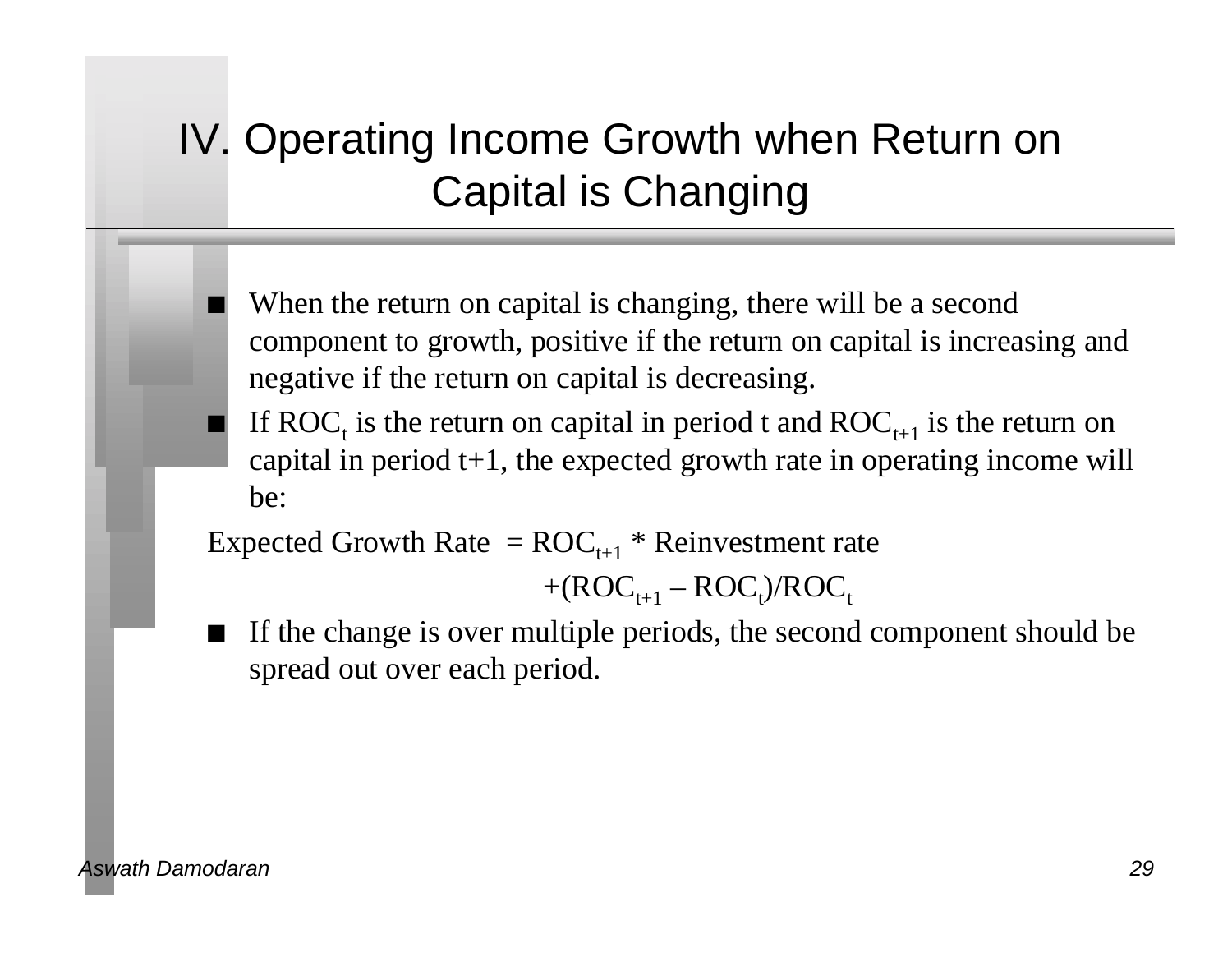# IV. Operating Income Growth when Return on Capital is Changing

- When the return on capital is changing, there will be a second component to growth, positive if the return on capital is increasing and negative if the return on capital is decreasing.
- If $ROC_t$ is the return on capital in period t and $ROC_{t+1}$ is the return on capital in period t+1, the expected growth rate in operating income will be:

$$\text{Expected Growth Rate} = ROC_{t+1} * \text{Reinvestment rate} + (ROC_{t+1} - ROC_t)/ROC_t$$

- If the change is over multiple periods, the second component should be spread out over each period.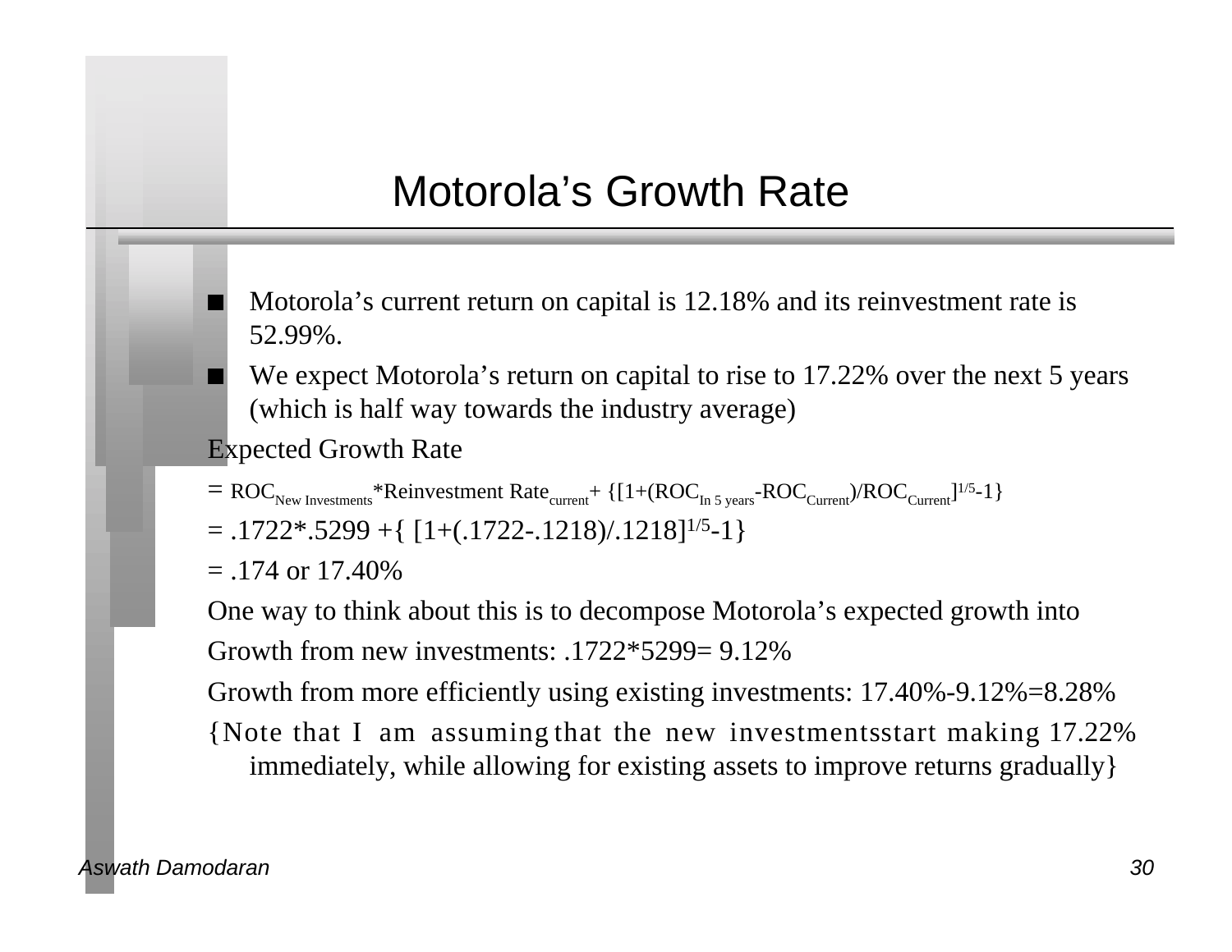# Motorola's Growth Rate

- Motorola's current return on capital is 12.18% and its reinvestment rate is 52.99%.
- We expect Motorola's return on capital to rise to 17.22% over the next 5 years (which is half way towards the industry average)

Expected Growth Rate

$= ROC_{New\ Investments} * Reinvestment\ Rate_{current} + \{[1+(ROC_{In\ 5\ years} - ROC_{Current})/ROC_{Current}]^{1/5} - 1\}$

$= .1722*.5299 + \{[1+(.1722-.1218)/.1218]^{1/5}-1\}$

$= .174$ or 17.40%

One way to think about this is to decompose Motorola's expected growth into

Growth from new investments: .1722*5299= 9.12%

Growth from more efficiently using existing investments: 17.40%-9.12%=8.28%

{Note that I am assuming that the new investments start making 17.22% immediately, while allowing for existing assets to improve returns gradually}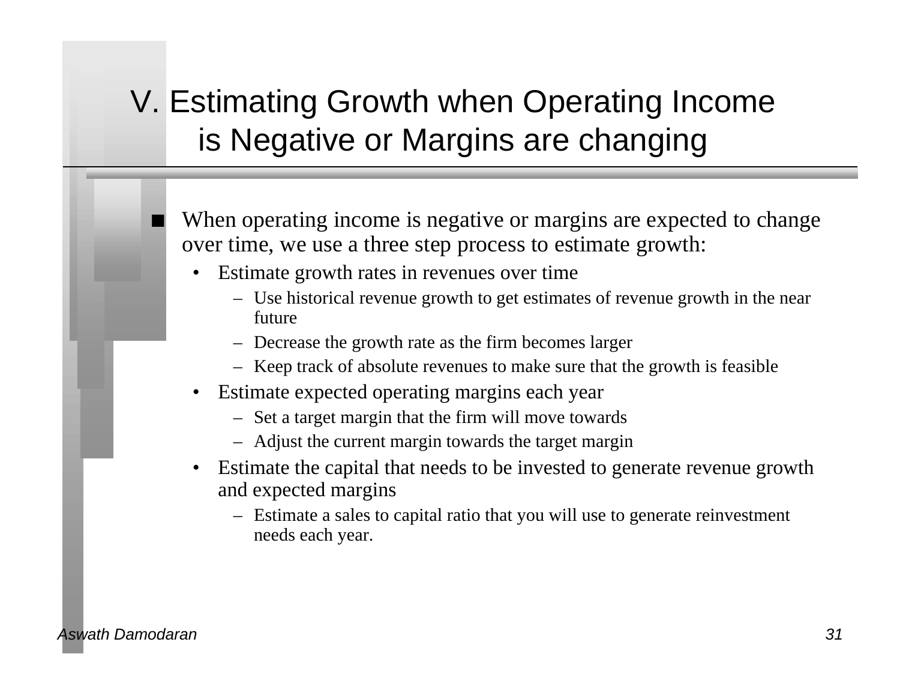# V. Estimating Growth when Operating Income is Negative or Margins are changing

- When operating income is negative or margins are expected to change over time, we use a three step process to estimate growth:
  - Estimate growth rates in revenues over time
    - Use historical revenue growth to get estimates of revenue growth in the near future
    - Decrease the growth rate as the firm becomes larger
    - Keep track of absolute revenues to make sure that the growth is feasible
  - Estimate expected operating margins each year
    - Set a target margin that the firm will move towards
    - Adjust the current margin towards the target margin
  - Estimate the capital that needs to be invested to generate revenue growth and expected margins
    - Estimate a sales to capital ratio that you will use to generate reinvestment needs each year.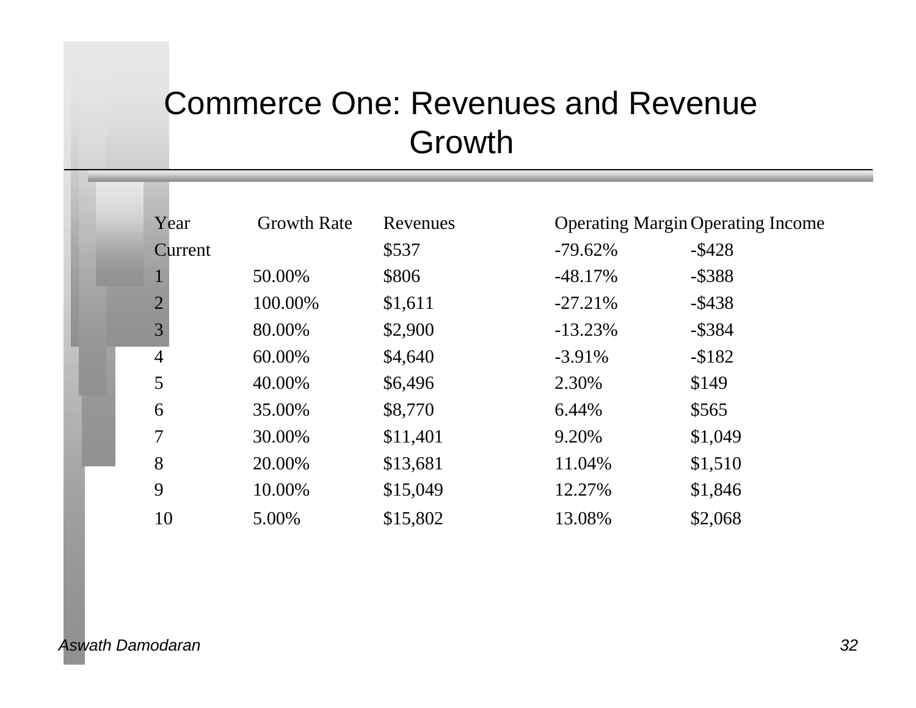# Commerce One: Revenues and Revenue Growth

| Year | Growth Rate | Revenues | Operating Margin | Operating Income |
|---|---|---|---|---|
| Current | | $537 | -79.62% | -$428 |
| 1 | 50.00% | $806 | -48.17% | -$388 |
| 2 | 100.00% | $1,611 | -27.21% | -$438 |
| 3 | 80.00% | $2,900 | -13.23% | -$384 |
| 4 | 60.00% | $4,640 | -3.91% | -$182 |
| 5 | 40.00% | $6,496 | 2.30% | $149 |
| 6 | 35.00% | $8,770 | 6.44% | $565 |
| 7 | 30.00% | $11,401 | 9.20% | $1,049 |
| 8 | 20.00% | $13,681 | 11.04% | $1,510 |
| 9 | 10.00% | $15,049 | 12.27% | $1,846 |
| 10 | 5.00% | $15,802 | 13.08% | $2,068 |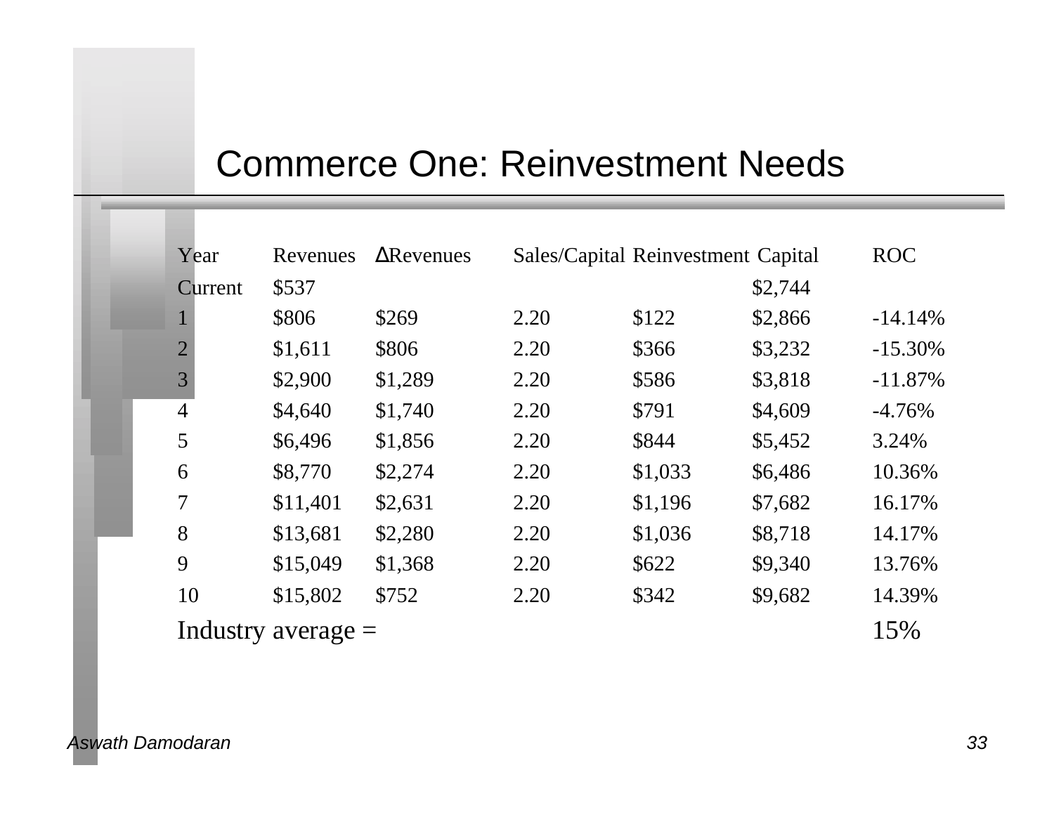# Commerce One: Reinvestment Needs

| Year | Revenues | ΔRevenues | Sales/Capital | Reinvestment | Capital | ROC |
|---|---|---|---|---|---|---|
| Current | $537 | | | | $2,744 | |
| 1 | $806 | $269 | 2.20 | $122 | $2,866 | -14.14% |
| 2 | $1,611 | $806 | 2.20 | $366 | $3,232 | -15.30% |
| 3 | $2,900 | $1,289 | 2.20 | $586 | $3,818 | -11.87% |
| 4 | $4,640 | $1,740 | 2.20 | $791 | $4,609 | -4.76% |
| 5 | $6,496 | $1,856 | 2.20 | $844 | $5,452 | 3.24% |
| 6 | $8,770 | $2,274 | 2.20 | $1,033 | $6,486 | 10.36% |
| 7 | $11,401 | $2,631 | 2.20 | $1,196 | $7,682 | 16.17% |
| 8 | $13,681 | $2,280 | 2.20 | $1,036 | $8,718 | 14.17% |
| 9 | $15,049 | $1,368 | 2.20 | $622 | $9,340 | 13.76% |
| 10 | $15,802 | $752 | 2.20 | $342 | $9,682 | 14.39% |
| Industry average = | | | | | | 15% |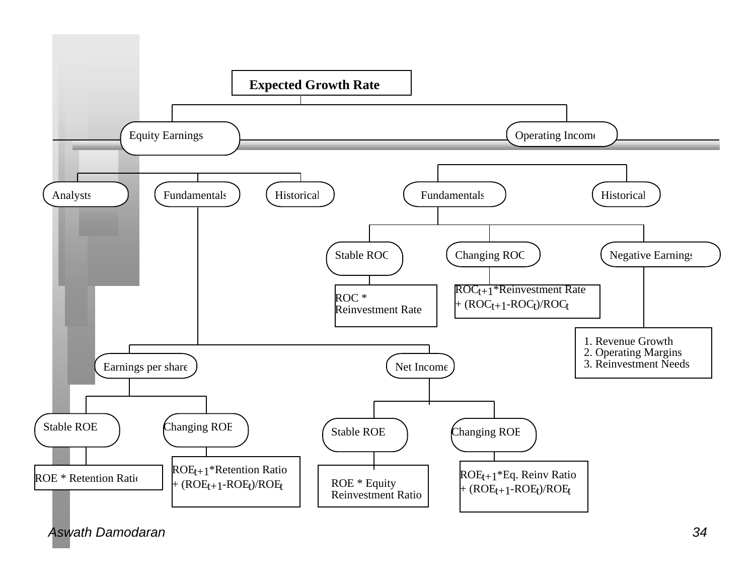# Expected Growth Rate

- Equity Earnings
  - Analysts
  - Fundamentals
    - Earnings per share
      - Stable ROE
        - ROE * Retention Ratio
      - Changing ROE
        - $ROE_{t+1}$*Retention Ratio + $(ROE_{t+1}-ROE_t)/ROE_t$
    - Net Income
      - Stable ROE
        - ROE * Equity Reinvestment Ratio
      - Changing ROE
        - $ROE_{t+1}$*Eq. Reinv Ratio + $(ROE_{t+1}-ROE_t)/ROE_t$
  - Historical
- Operating Income
  - Fundamentals
    - Stable ROC
      - ROC * Reinvestment Rate
    - Changing ROC
      - $ROC_{t+1}$*Reinvestment Rate + $(ROC_{t+1}-ROC_t)/ROC_t$
    - Negative Earnings
      1. Revenue Growth
      2. Operating Margins
      3. Reinvestment Needs
  - Historical

*Aswath Damodaran*